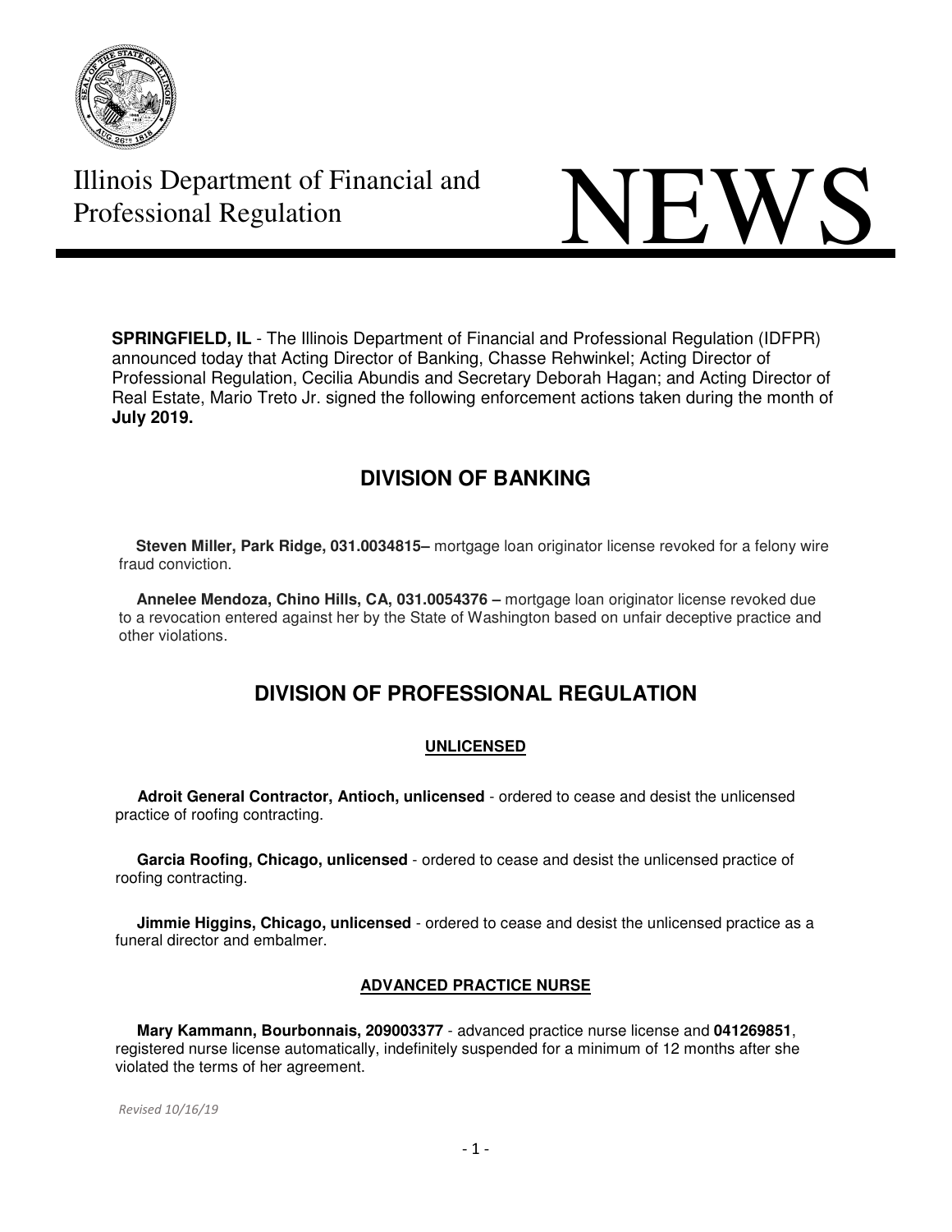Illinois Department of Financial and Professional Regulation

# NEWS

**SPRINGFIELD, IL** - The Illinois Department of Financial and Professional Regulation (IDFPR) announced today that Acting Director of Banking, Chasse Rehwinkel; Acting Director of Professional Regulation, Cecilia Abundis and Secretary Deborah Hagan; and Acting Director of Real Estate, Mario Treto Jr. signed the following enforcement actions taken during the month of **July 2019.**

## DIVISION OF BANKING

**Steven Miller, Park Ridge, 031.0034815–** mortgage loan originator license revoked for a felony wire fraud conviction.

**Annelee Mendoza, Chino Hills, CA, 031.0054376 –** mortgage loan originator license revoked due to a revocation entered against her by the State of Washington based on unfair deceptive practice and other violations.

## DIVISION OF PROFESSIONAL REGULATION

### UNLICENSED

**Adroit General Contractor, Antioch, unlicensed** - ordered to cease and desist the unlicensed practice of roofing contracting.

**Garcia Roofing, Chicago, unlicensed** - ordered to cease and desist the unlicensed practice of roofing contracting.

**Jimmie Higgins, Chicago, unlicensed** - ordered to cease and desist the unlicensed practice as a funeral director and embalmer.

### ADVANCED PRACTICE NURSE

**Mary Kammann, Bourbonnais, 209003377** - advanced practice nurse license and **041269851**, registered nurse license automatically, indefinitely suspended for a minimum of 12 months after she violated the terms of her agreement.

*Revised 10/16/19*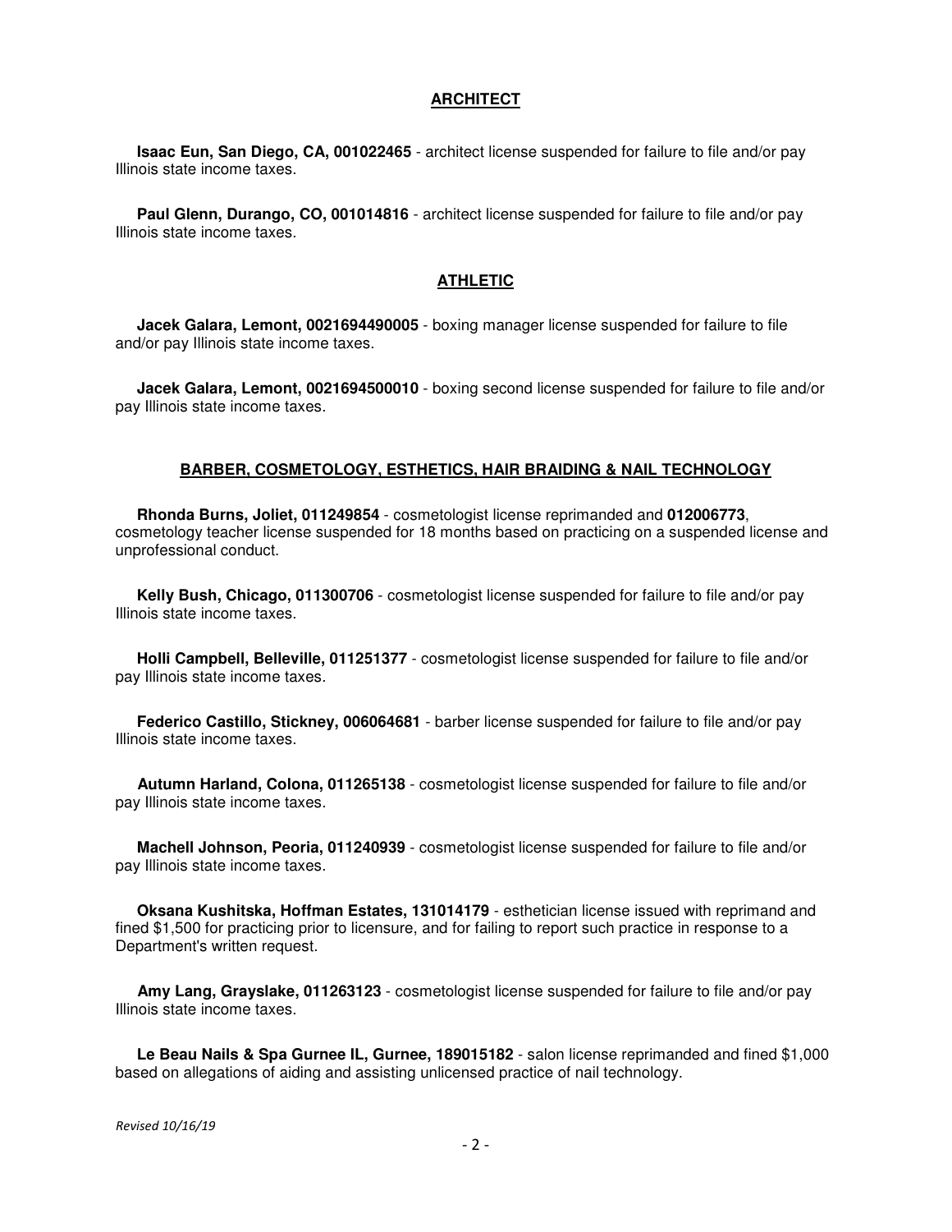## ARCHITECT

**Isaac Eun, San Diego, CA, 001022465** - architect license suspended for failure to file and/or pay Illinois state income taxes.

**Paul Glenn, Durango, CO, 001014816** - architect license suspended for failure to file and/or pay Illinois state income taxes.

## ATHLETIC

**Jacek Galara, Lemont, 0021694490005** - boxing manager license suspended for failure to file and/or pay Illinois state income taxes.

**Jacek Galara, Lemont, 0021694500010** - boxing second license suspended for failure to file and/or pay Illinois state income taxes.

## BARBER, COSMETOLOGY, ESTHETICS, HAIR BRAIDING & NAIL TECHNOLOGY

**Rhonda Burns, Joliet, 011249854** - cosmetologist license reprimanded and **012006773**, cosmetology teacher license suspended for 18 months based on practicing on a suspended license and unprofessional conduct.

**Kelly Bush, Chicago, 011300706** - cosmetologist license suspended for failure to file and/or pay Illinois state income taxes.

**Holli Campbell, Belleville, 011251377** - cosmetologist license suspended for failure to file and/or pay Illinois state income taxes.

**Federico Castillo, Stickney, 006064681** - barber license suspended for failure to file and/or pay Illinois state income taxes.

**Autumn Harland, Colona, 011265138** - cosmetologist license suspended for failure to file and/or pay Illinois state income taxes.

**Machell Johnson, Peoria, 011240939** - cosmetologist license suspended for failure to file and/or pay Illinois state income taxes.

**Oksana Kushitska, Hoffman Estates, 131014179** - esthetician license issued with reprimand and fined $1,500 for practicing prior to licensure, and for failing to report such practice in response to a Department's written request.

**Amy Lang, Grayslake, 011263123** - cosmetologist license suspended for failure to file and/or pay Illinois state income taxes.

**Le Beau Nails & Spa Gurnee IL, Gurnee, 189015182** - salon license reprimanded and fined $1,000 based on allegations of aiding and assisting unlicensed practice of nail technology.

*Revised 10/16/19*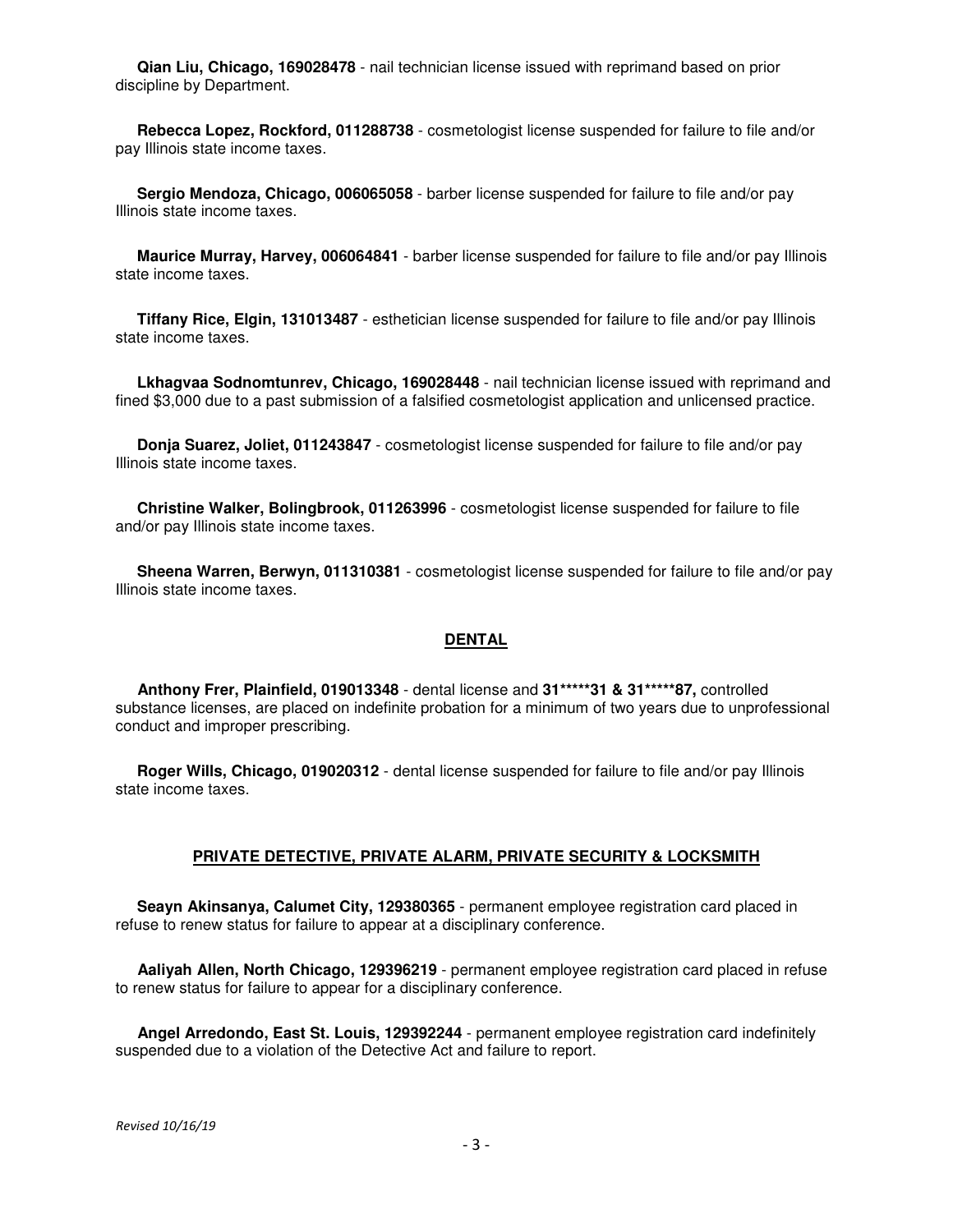**Qian Liu, Chicago, 169028478** - nail technician license issued with reprimand based on prior discipline by Department.

**Rebecca Lopez, Rockford, 011288738** - cosmetologist license suspended for failure to file and/or pay Illinois state income taxes.

**Sergio Mendoza, Chicago, 006065058** - barber license suspended for failure to file and/or pay Illinois state income taxes.

**Maurice Murray, Harvey, 006064841** - barber license suspended for failure to file and/or pay Illinois state income taxes.

**Tiffany Rice, Elgin, 131013487** - esthetician license suspended for failure to file and/or pay Illinois state income taxes.

**Lkhagvaa Sodnomtunrev, Chicago, 169028448** - nail technician license issued with reprimand and fined $3,000 due to a past submission of a falsified cosmetologist application and unlicensed practice.

**Donja Suarez, Joliet, 011243847** - cosmetologist license suspended for failure to file and/or pay Illinois state income taxes.

**Christine Walker, Bolingbrook, 011263996** - cosmetologist license suspended for failure to file and/or pay Illinois state income taxes.

**Sheena Warren, Berwyn, 011310381** - cosmetologist license suspended for failure to file and/or pay Illinois state income taxes.

## DENTAL

**Anthony Frer, Plainfield, 019013348** - dental license and **31*****31 & 31*****87,** controlled substance licenses, are placed on indefinite probation for a minimum of two years due to unprofessional conduct and improper prescribing.

**Roger Wills, Chicago, 019020312** - dental license suspended for failure to file and/or pay Illinois state income taxes.

## PRIVATE DETECTIVE, PRIVATE ALARM, PRIVATE SECURITY & LOCKSMITH

**Seayn Akinsanya, Calumet City, 129380365** - permanent employee registration card placed in refuse to renew status for failure to appear at a disciplinary conference.

**Aaliyah Allen, North Chicago, 129396219** - permanent employee registration card placed in refuse to renew status for failure to appear for a disciplinary conference.

**Angel Arredondo, East St. Louis, 129392244** - permanent employee registration card indefinitely suspended due to a violation of the Detective Act and failure to report.

*Revised 10/16/19*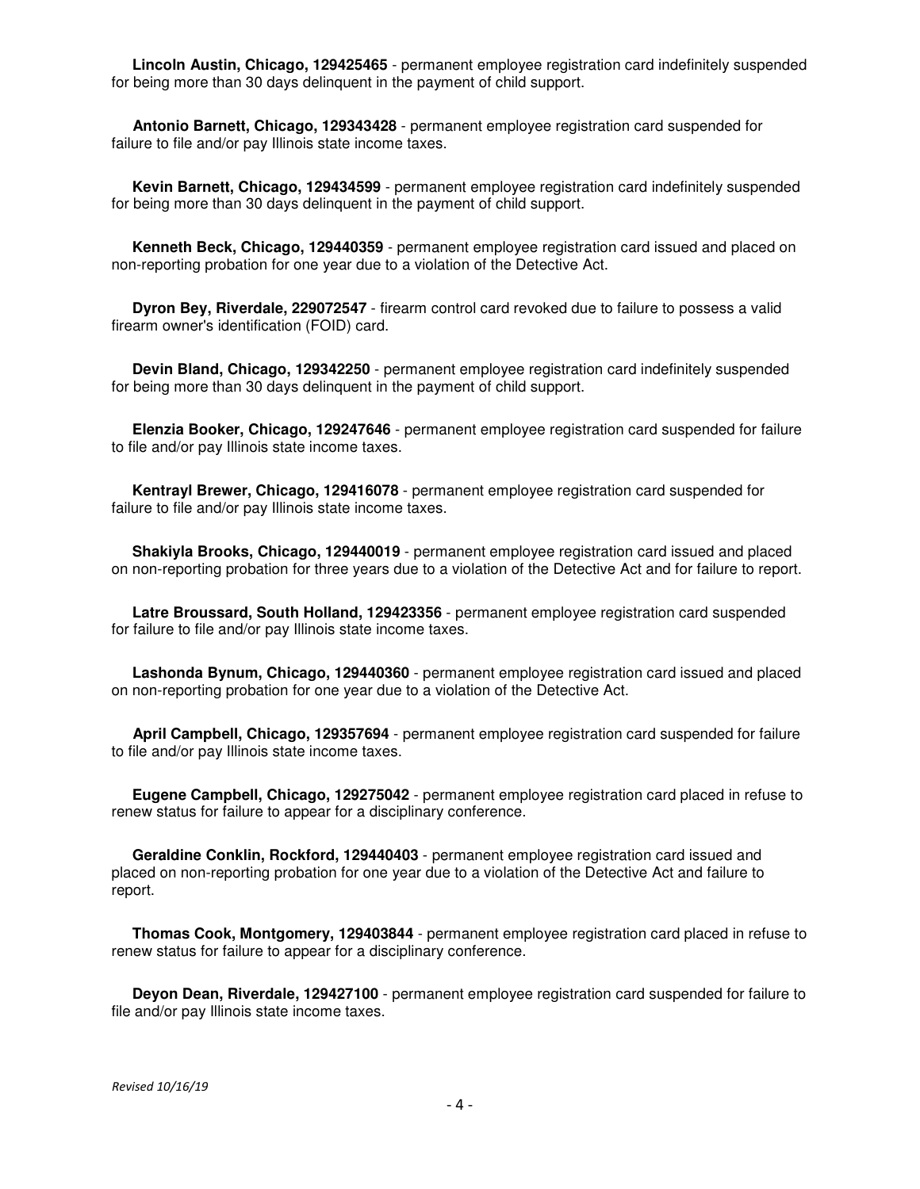**Lincoln Austin, Chicago, 129425465** - permanent employee registration card indefinitely suspended for being more than 30 days delinquent in the payment of child support.

**Antonio Barnett, Chicago, 129343428** - permanent employee registration card suspended for failure to file and/or pay Illinois state income taxes.

**Kevin Barnett, Chicago, 129434599** - permanent employee registration card indefinitely suspended for being more than 30 days delinquent in the payment of child support.

**Kenneth Beck, Chicago, 129440359** - permanent employee registration card issued and placed on non-reporting probation for one year due to a violation of the Detective Act.

**Dyron Bey, Riverdale, 229072547** - firearm control card revoked due to failure to possess a valid firearm owner's identification (FOID) card.

**Devin Bland, Chicago, 129342250** - permanent employee registration card indefinitely suspended for being more than 30 days delinquent in the payment of child support.

**Elenzia Booker, Chicago, 129247646** - permanent employee registration card suspended for failure to file and/or pay Illinois state income taxes.

**Kentrayl Brewer, Chicago, 129416078** - permanent employee registration card suspended for failure to file and/or pay Illinois state income taxes.

**Shakiyla Brooks, Chicago, 129440019** - permanent employee registration card issued and placed on non-reporting probation for three years due to a violation of the Detective Act and for failure to report.

**Latre Broussard, South Holland, 129423356** - permanent employee registration card suspended for failure to file and/or pay Illinois state income taxes.

**Lashonda Bynum, Chicago, 129440360** - permanent employee registration card issued and placed on non-reporting probation for one year due to a violation of the Detective Act.

**April Campbell, Chicago, 129357694** - permanent employee registration card suspended for failure to file and/or pay Illinois state income taxes.

**Eugene Campbell, Chicago, 129275042** - permanent employee registration card placed in refuse to renew status for failure to appear for a disciplinary conference.

**Geraldine Conklin, Rockford, 129440403** - permanent employee registration card issued and placed on non-reporting probation for one year due to a violation of the Detective Act and failure to report.

**Thomas Cook, Montgomery, 129403844** - permanent employee registration card placed in refuse to renew status for failure to appear for a disciplinary conference.

**Deyon Dean, Riverdale, 129427100** - permanent employee registration card suspended for failure to file and/or pay Illinois state income taxes.

*Revised 10/16/19*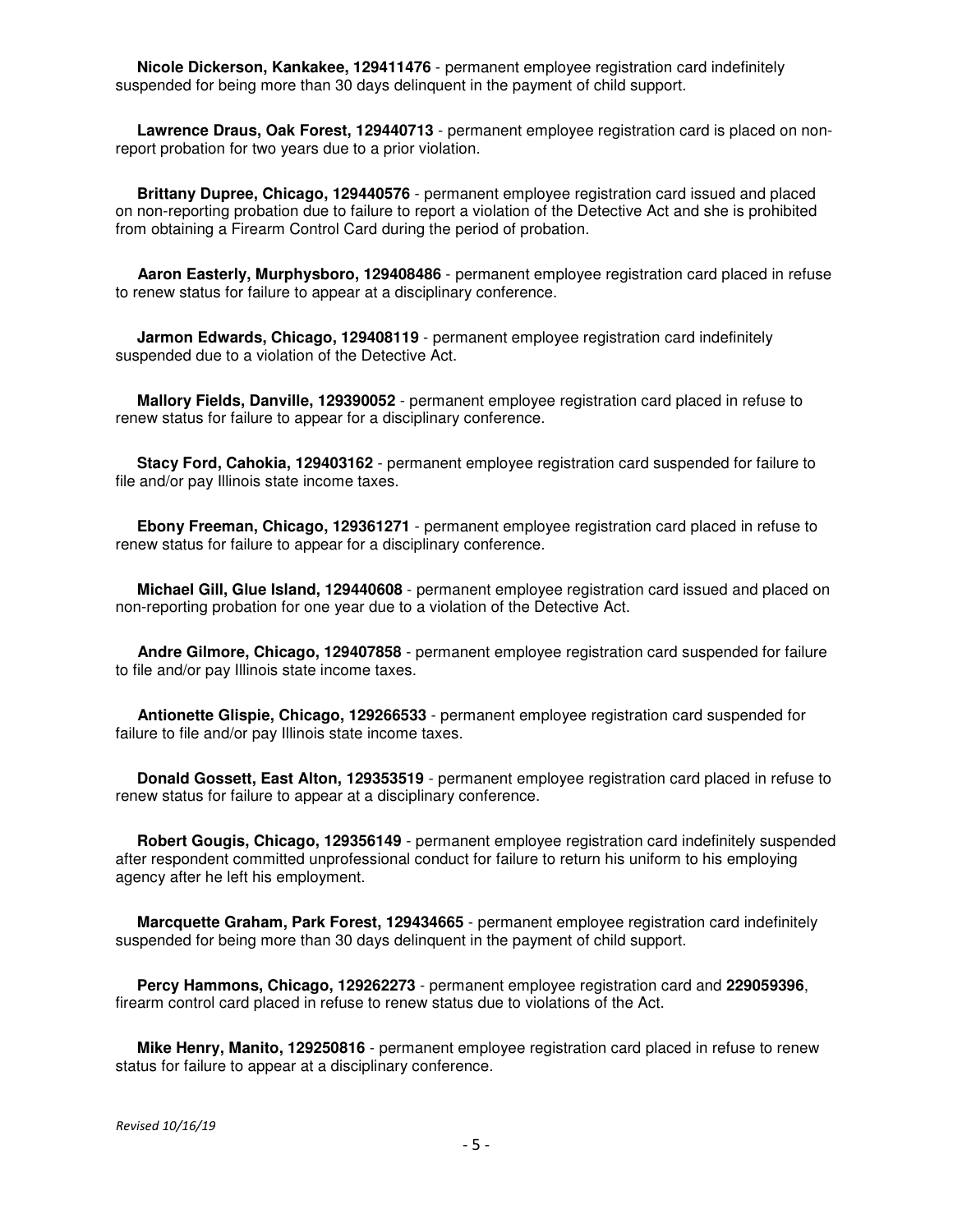**Nicole Dickerson, Kankakee, 129411476** - permanent employee registration card indefinitely suspended for being more than 30 days delinquent in the payment of child support.

**Lawrence Draus, Oak Forest, 129440713** - permanent employee registration card is placed on non-report probation for two years due to a prior violation.

**Brittany Dupree, Chicago, 129440576** - permanent employee registration card issued and placed on non-reporting probation due to failure to report a violation of the Detective Act and she is prohibited from obtaining a Firearm Control Card during the period of probation.

**Aaron Easterly, Murphysboro, 129408486** - permanent employee registration card placed in refuse to renew status for failure to appear at a disciplinary conference.

**Jarmon Edwards, Chicago, 129408119** - permanent employee registration card indefinitely suspended due to a violation of the Detective Act.

**Mallory Fields, Danville, 129390052** - permanent employee registration card placed in refuse to renew status for failure to appear for a disciplinary conference.

**Stacy Ford, Cahokia, 129403162** - permanent employee registration card suspended for failure to file and/or pay Illinois state income taxes.

**Ebony Freeman, Chicago, 129361271** - permanent employee registration card placed in refuse to renew status for failure to appear for a disciplinary conference.

**Michael Gill, Glue Island, 129440608** - permanent employee registration card issued and placed on non-reporting probation for one year due to a violation of the Detective Act.

**Andre Gilmore, Chicago, 129407858** - permanent employee registration card suspended for failure to file and/or pay Illinois state income taxes.

**Antionette Glispie, Chicago, 129266533** - permanent employee registration card suspended for failure to file and/or pay Illinois state income taxes.

**Donald Gossett, East Alton, 129353519** - permanent employee registration card placed in refuse to renew status for failure to appear at a disciplinary conference.

**Robert Gougis, Chicago, 129356149** - permanent employee registration card indefinitely suspended after respondent committed unprofessional conduct for failure to return his uniform to his employing agency after he left his employment.

**Marcquette Graham, Park Forest, 129434665** - permanent employee registration card indefinitely suspended for being more than 30 days delinquent in the payment of child support.

**Percy Hammons, Chicago, 129262273** - permanent employee registration card and **229059396**, firearm control card placed in refuse to renew status due to violations of the Act.

**Mike Henry, Manito, 129250816** - permanent employee registration card placed in refuse to renew status for failure to appear at a disciplinary conference.

*Revised 10/16/19*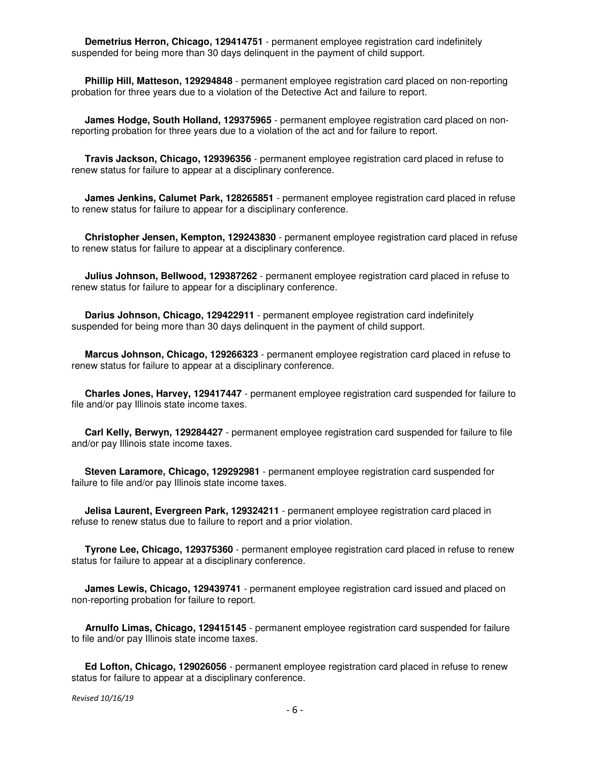**Demetrius Herron, Chicago, 129414751** - permanent employee registration card indefinitely suspended for being more than 30 days delinquent in the payment of child support.

**Phillip Hill, Matteson, 129294848** - permanent employee registration card placed on non-reporting probation for three years due to a violation of the Detective Act and failure to report.

**James Hodge, South Holland, 129375965** - permanent employee registration card placed on non-reporting probation for three years due to a violation of the act and for failure to report.

**Travis Jackson, Chicago, 129396356** - permanent employee registration card placed in refuse to renew status for failure to appear at a disciplinary conference.

**James Jenkins, Calumet Park, 128265851** - permanent employee registration card placed in refuse to renew status for failure to appear for a disciplinary conference.

**Christopher Jensen, Kempton, 129243830** - permanent employee registration card placed in refuse to renew status for failure to appear at a disciplinary conference.

**Julius Johnson, Bellwood, 129387262** - permanent employee registration card placed in refuse to renew status for failure to appear for a disciplinary conference.

**Darius Johnson, Chicago, 129422911** - permanent employee registration card indefinitely suspended for being more than 30 days delinquent in the payment of child support.

**Marcus Johnson, Chicago, 129266323** - permanent employee registration card placed in refuse to renew status for failure to appear at a disciplinary conference.

**Charles Jones, Harvey, 129417447** - permanent employee registration card suspended for failure to file and/or pay Illinois state income taxes.

**Carl Kelly, Berwyn, 129284427** - permanent employee registration card suspended for failure to file and/or pay Illinois state income taxes.

**Steven Laramore, Chicago, 129292981** - permanent employee registration card suspended for failure to file and/or pay Illinois state income taxes.

**Jelisa Laurent, Evergreen Park, 129324211** - permanent employee registration card placed in refuse to renew status due to failure to report and a prior violation.

**Tyrone Lee, Chicago, 129375360** - permanent employee registration card placed in refuse to renew status for failure to appear at a disciplinary conference.

**James Lewis, Chicago, 129439741** - permanent employee registration card issued and placed on non-reporting probation for failure to report.

**Arnulfo Limas, Chicago, 129415145** - permanent employee registration card suspended for failure to file and/or pay Illinois state income taxes.

**Ed Lofton, Chicago, 129026056** - permanent employee registration card placed in refuse to renew status for failure to appear at a disciplinary conference.

*Revised 10/16/19*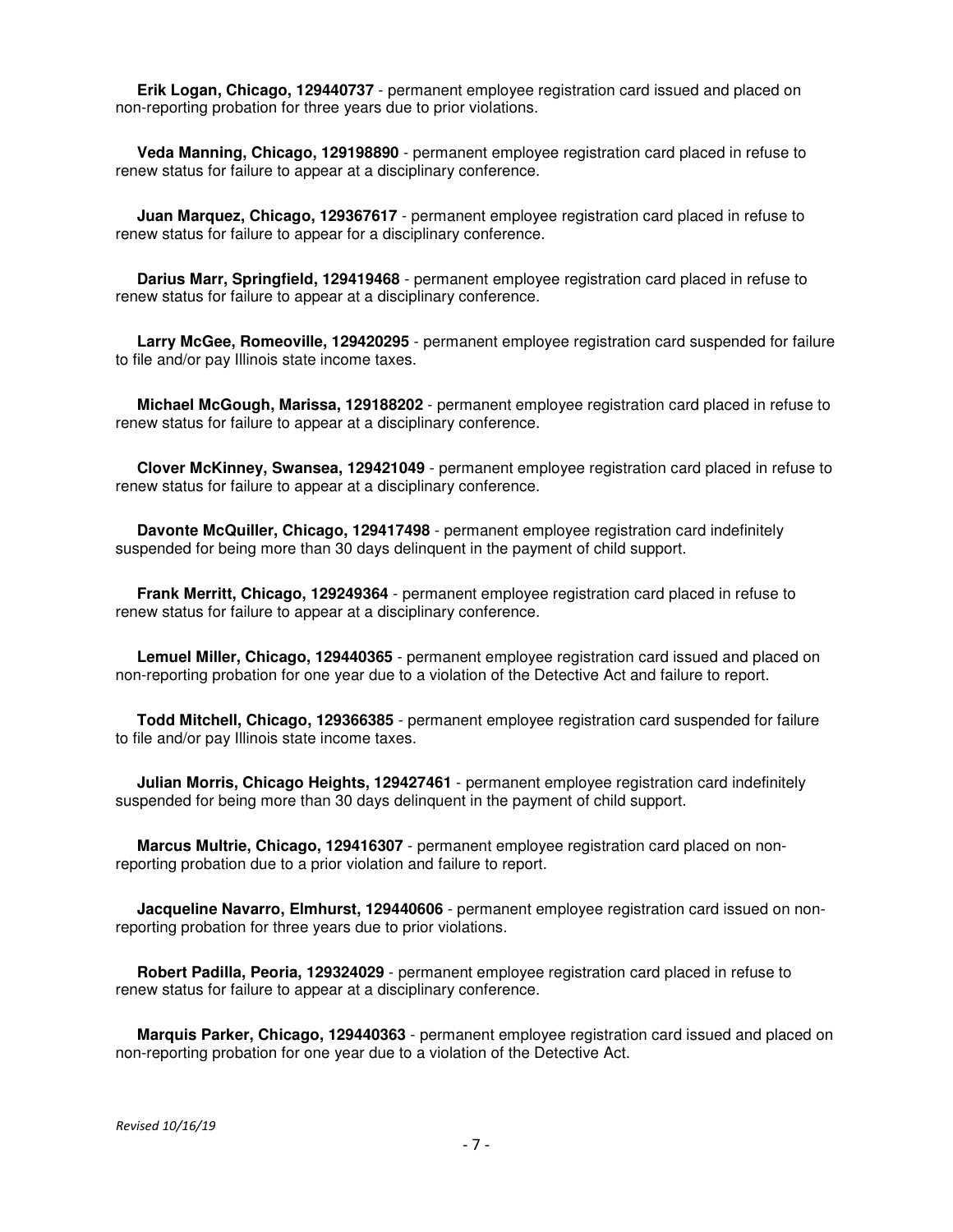**Erik Logan, Chicago, 129440737** - permanent employee registration card issued and placed on non-reporting probation for three years due to prior violations.

**Veda Manning, Chicago, 129198890** - permanent employee registration card placed in refuse to renew status for failure to appear at a disciplinary conference.

**Juan Marquez, Chicago, 129367617** - permanent employee registration card placed in refuse to renew status for failure to appear for a disciplinary conference.

**Darius Marr, Springfield, 129419468** - permanent employee registration card placed in refuse to renew status for failure to appear at a disciplinary conference.

**Larry McGee, Romeoville, 129420295** - permanent employee registration card suspended for failure to file and/or pay Illinois state income taxes.

**Michael McGough, Marissa, 129188202** - permanent employee registration card placed in refuse to renew status for failure to appear at a disciplinary conference.

**Clover McKinney, Swansea, 129421049** - permanent employee registration card placed in refuse to renew status for failure to appear at a disciplinary conference.

**Davonte McQuiller, Chicago, 129417498** - permanent employee registration card indefinitely suspended for being more than 30 days delinquent in the payment of child support.

**Frank Merritt, Chicago, 129249364** - permanent employee registration card placed in refuse to renew status for failure to appear at a disciplinary conference.

**Lemuel Miller, Chicago, 129440365** - permanent employee registration card issued and placed on non-reporting probation for one year due to a violation of the Detective Act and failure to report.

**Todd Mitchell, Chicago, 129366385** - permanent employee registration card suspended for failure to file and/or pay Illinois state income taxes.

**Julian Morris, Chicago Heights, 129427461** - permanent employee registration card indefinitely suspended for being more than 30 days delinquent in the payment of child support.

**Marcus Multrie, Chicago, 129416307** - permanent employee registration card placed on non-reporting probation due to a prior violation and failure to report.

**Jacqueline Navarro, Elmhurst, 129440606** - permanent employee registration card issued on non-reporting probation for three years due to prior violations.

**Robert Padilla, Peoria, 129324029** - permanent employee registration card placed in refuse to renew status for failure to appear at a disciplinary conference.

**Marquis Parker, Chicago, 129440363** - permanent employee registration card issued and placed on non-reporting probation for one year due to a violation of the Detective Act.

*Revised 10/16/19*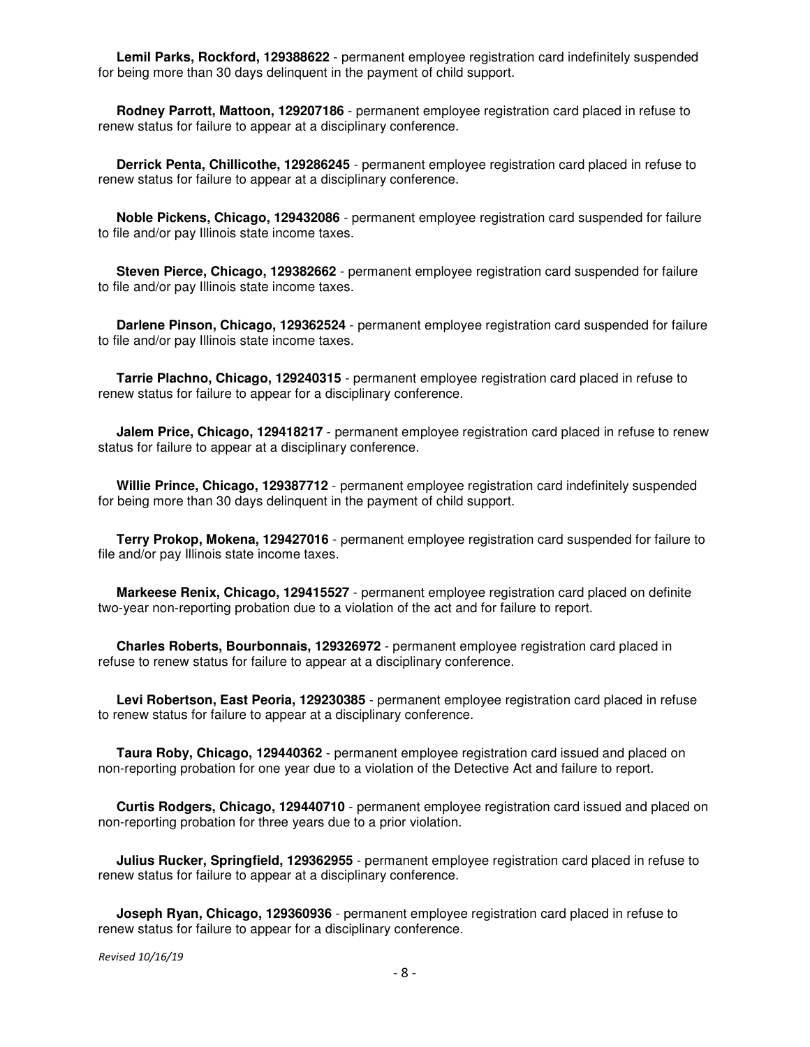**Lemil Parks, Rockford, 129388622** - permanent employee registration card indefinitely suspended for being more than 30 days delinquent in the payment of child support.

**Rodney Parrott, Mattoon, 129207186** - permanent employee registration card placed in refuse to renew status for failure to appear at a disciplinary conference.

**Derrick Penta, Chillicothe, 129286245** - permanent employee registration card placed in refuse to renew status for failure to appear at a disciplinary conference.

**Noble Pickens, Chicago, 129432086** - permanent employee registration card suspended for failure to file and/or pay Illinois state income taxes.

**Steven Pierce, Chicago, 129382662** - permanent employee registration card suspended for failure to file and/or pay Illinois state income taxes.

**Darlene Pinson, Chicago, 129362524** - permanent employee registration card suspended for failure to file and/or pay Illinois state income taxes.

**Tarrie Plachno, Chicago, 129240315** - permanent employee registration card placed in refuse to renew status for failure to appear for a disciplinary conference.

**Jalem Price, Chicago, 129418217** - permanent employee registration card placed in refuse to renew status for failure to appear at a disciplinary conference.

**Willie Prince, Chicago, 129387712** - permanent employee registration card indefinitely suspended for being more than 30 days delinquent in the payment of child support.

**Terry Prokop, Mokena, 129427016** - permanent employee registration card suspended for failure to file and/or pay Illinois state income taxes.

**Markeese Renix, Chicago, 129415527** - permanent employee registration card placed on definite two-year non-reporting probation due to a violation of the act and for failure to report.

**Charles Roberts, Bourbonnais, 129326972** - permanent employee registration card placed in refuse to renew status for failure to appear at a disciplinary conference.

**Levi Robertson, East Peoria, 129230385** - permanent employee registration card placed in refuse to renew status for failure to appear at a disciplinary conference.

**Taura Roby, Chicago, 129440362** - permanent employee registration card issued and placed on non-reporting probation for one year due to a violation of the Detective Act and failure to report.

**Curtis Rodgers, Chicago, 129440710** - permanent employee registration card issued and placed on non-reporting probation for three years due to a prior violation.

**Julius Rucker, Springfield, 129362955** - permanent employee registration card placed in refuse to renew status for failure to appear at a disciplinary conference.

**Joseph Ryan, Chicago, 129360936** - permanent employee registration card placed in refuse to renew status for failure to appear for a disciplinary conference.

*Revised 10/16/19*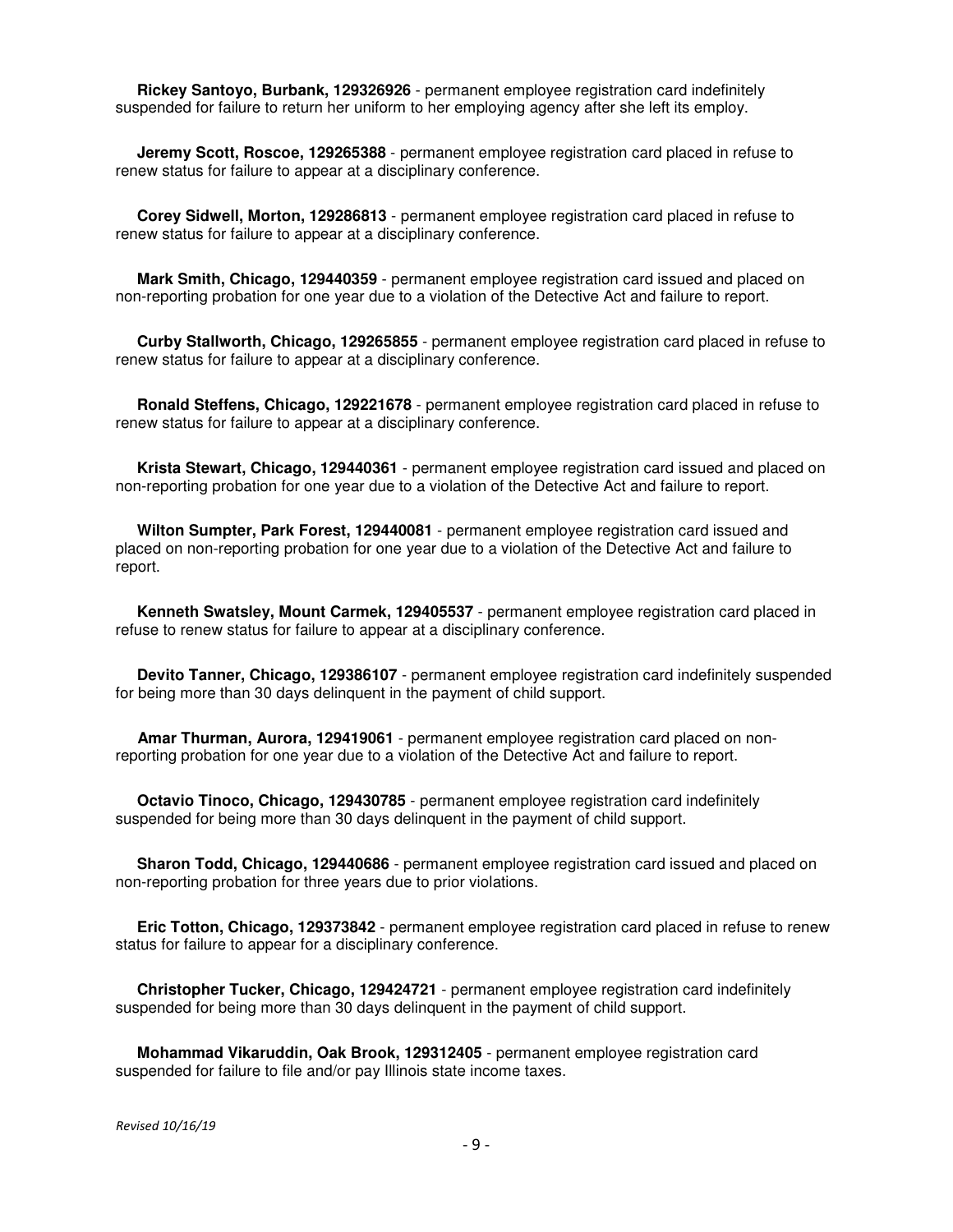**Rickey Santoyo, Burbank, 129326926** - permanent employee registration card indefinitely suspended for failure to return her uniform to her employing agency after she left its employ.

**Jeremy Scott, Roscoe, 129265388** - permanent employee registration card placed in refuse to renew status for failure to appear at a disciplinary conference.

**Corey Sidwell, Morton, 129286813** - permanent employee registration card placed in refuse to renew status for failure to appear at a disciplinary conference.

**Mark Smith, Chicago, 129440359** - permanent employee registration card issued and placed on non-reporting probation for one year due to a violation of the Detective Act and failure to report.

**Curby Stallworth, Chicago, 129265855** - permanent employee registration card placed in refuse to renew status for failure to appear at a disciplinary conference.

**Ronald Steffens, Chicago, 129221678** - permanent employee registration card placed in refuse to renew status for failure to appear at a disciplinary conference.

**Krista Stewart, Chicago, 129440361** - permanent employee registration card issued and placed on non-reporting probation for one year due to a violation of the Detective Act and failure to report.

**Wilton Sumpter, Park Forest, 129440081** - permanent employee registration card issued and placed on non-reporting probation for one year due to a violation of the Detective Act and failure to report.

**Kenneth Swatsley, Mount Carmek, 129405537** - permanent employee registration card placed in refuse to renew status for failure to appear at a disciplinary conference.

**Devito Tanner, Chicago, 129386107** - permanent employee registration card indefinitely suspended for being more than 30 days delinquent in the payment of child support.

**Amar Thurman, Aurora, 129419061** - permanent employee registration card placed on non-reporting probation for one year due to a violation of the Detective Act and failure to report.

**Octavio Tinoco, Chicago, 129430785** - permanent employee registration card indefinitely suspended for being more than 30 days delinquent in the payment of child support.

**Sharon Todd, Chicago, 129440686** - permanent employee registration card issued and placed on non-reporting probation for three years due to prior violations.

**Eric Totton, Chicago, 129373842** - permanent employee registration card placed in refuse to renew status for failure to appear for a disciplinary conference.

**Christopher Tucker, Chicago, 129424721** - permanent employee registration card indefinitely suspended for being more than 30 days delinquent in the payment of child support.

**Mohammad Vikaruddin, Oak Brook, 129312405** - permanent employee registration card suspended for failure to file and/or pay Illinois state income taxes.

*Revised 10/16/19*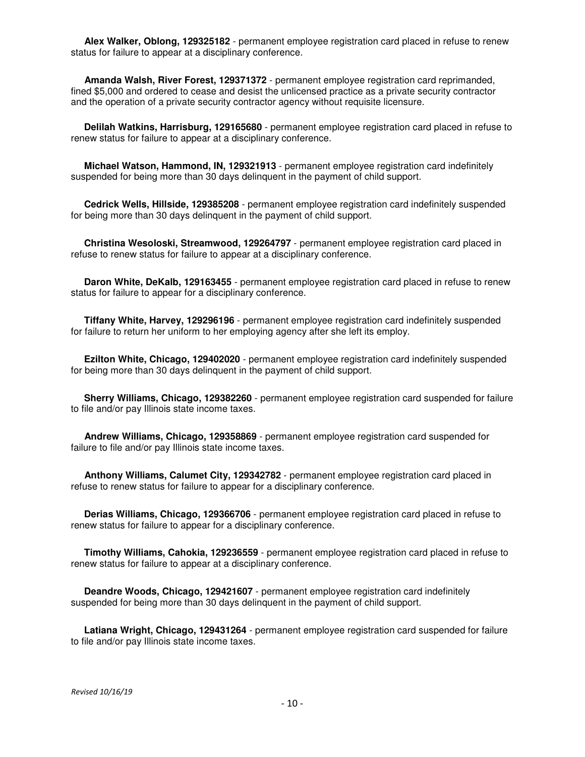**Alex Walker, Oblong, 129325182** - permanent employee registration card placed in refuse to renew status for failure to appear at a disciplinary conference.

**Amanda Walsh, River Forest, 129371372** - permanent employee registration card reprimanded, fined $5,000 and ordered to cease and desist the unlicensed practice as a private security contractor and the operation of a private security contractor agency without requisite licensure.

**Delilah Watkins, Harrisburg, 129165680** - permanent employee registration card placed in refuse to renew status for failure to appear at a disciplinary conference.

**Michael Watson, Hammond, IN, 129321913** - permanent employee registration card indefinitely suspended for being more than 30 days delinquent in the payment of child support.

**Cedrick Wells, Hillside, 129385208** - permanent employee registration card indefinitely suspended for being more than 30 days delinquent in the payment of child support.

**Christina Wesoloski, Streamwood, 129264797** - permanent employee registration card placed in refuse to renew status for failure to appear at a disciplinary conference.

**Daron White, DeKalb, 129163455** - permanent employee registration card placed in refuse to renew status for failure to appear for a disciplinary conference.

**Tiffany White, Harvey, 129296196** - permanent employee registration card indefinitely suspended for failure to return her uniform to her employing agency after she left its employ.

**Ezilton White, Chicago, 129402020** - permanent employee registration card indefinitely suspended for being more than 30 days delinquent in the payment of child support.

**Sherry Williams, Chicago, 129382260** - permanent employee registration card suspended for failure to file and/or pay Illinois state income taxes.

**Andrew Williams, Chicago, 129358869** - permanent employee registration card suspended for failure to file and/or pay Illinois state income taxes.

**Anthony Williams, Calumet City, 129342782** - permanent employee registration card placed in refuse to renew status for failure to appear for a disciplinary conference.

**Derias Williams, Chicago, 129366706** - permanent employee registration card placed in refuse to renew status for failure to appear for a disciplinary conference.

**Timothy Williams, Cahokia, 129236559** - permanent employee registration card placed in refuse to renew status for failure to appear at a disciplinary conference.

**Deandre Woods, Chicago, 129421607** - permanent employee registration card indefinitely suspended for being more than 30 days delinquent in the payment of child support.

**Latiana Wright, Chicago, 129431264** - permanent employee registration card suspended for failure to file and/or pay Illinois state income taxes.

*Revised 10/16/19*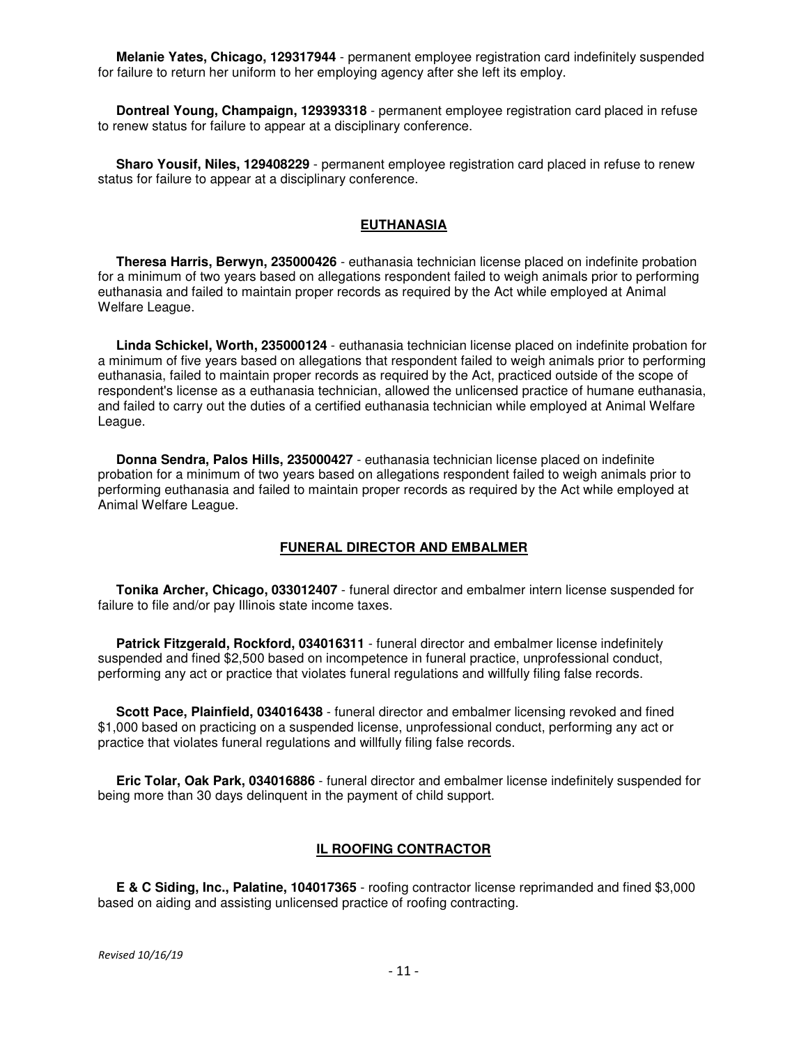**Melanie Yates, Chicago, 129317944** - permanent employee registration card indefinitely suspended for failure to return her uniform to her employing agency after she left its employ.

**Dontreal Young, Champaign, 129393318** - permanent employee registration card placed in refuse to renew status for failure to appear at a disciplinary conference.

**Sharo Yousif, Niles, 129408229** - permanent employee registration card placed in refuse to renew status for failure to appear at a disciplinary conference.

## EUTHANASIA

**Theresa Harris, Berwyn, 235000426** - euthanasia technician license placed on indefinite probation for a minimum of two years based on allegations respondent failed to weigh animals prior to performing euthanasia and failed to maintain proper records as required by the Act while employed at Animal Welfare League.

**Linda Schickel, Worth, 235000124** - euthanasia technician license placed on indefinite probation for a minimum of five years based on allegations that respondent failed to weigh animals prior to performing euthanasia, failed to maintain proper records as required by the Act, practiced outside of the scope of respondent's license as a euthanasia technician, allowed the unlicensed practice of humane euthanasia, and failed to carry out the duties of a certified euthanasia technician while employed at Animal Welfare League.

**Donna Sendra, Palos Hills, 235000427** - euthanasia technician license placed on indefinite probation for a minimum of two years based on allegations respondent failed to weigh animals prior to performing euthanasia and failed to maintain proper records as required by the Act while employed at Animal Welfare League.

## FUNERAL DIRECTOR AND EMBALMER

**Tonika Archer, Chicago, 033012407** - funeral director and embalmer intern license suspended for failure to file and/or pay Illinois state income taxes.

**Patrick Fitzgerald, Rockford, 034016311** - funeral director and embalmer license indefinitely suspended and fined $2,500 based on incompetence in funeral practice, unprofessional conduct, performing any act or practice that violates funeral regulations and willfully filing false records.

**Scott Pace, Plainfield, 034016438** - funeral director and embalmer licensing revoked and fined $1,000 based on practicing on a suspended license, unprofessional conduct, performing any act or practice that violates funeral regulations and willfully filing false records.

**Eric Tolar, Oak Park, 034016886** - funeral director and embalmer license indefinitely suspended for being more than 30 days delinquent in the payment of child support.

## IL ROOFING CONTRACTOR

**E & C Siding, Inc., Palatine, 104017365** - roofing contractor license reprimanded and fined $3,000 based on aiding and assisting unlicensed practice of roofing contracting.

*Revised 10/16/19*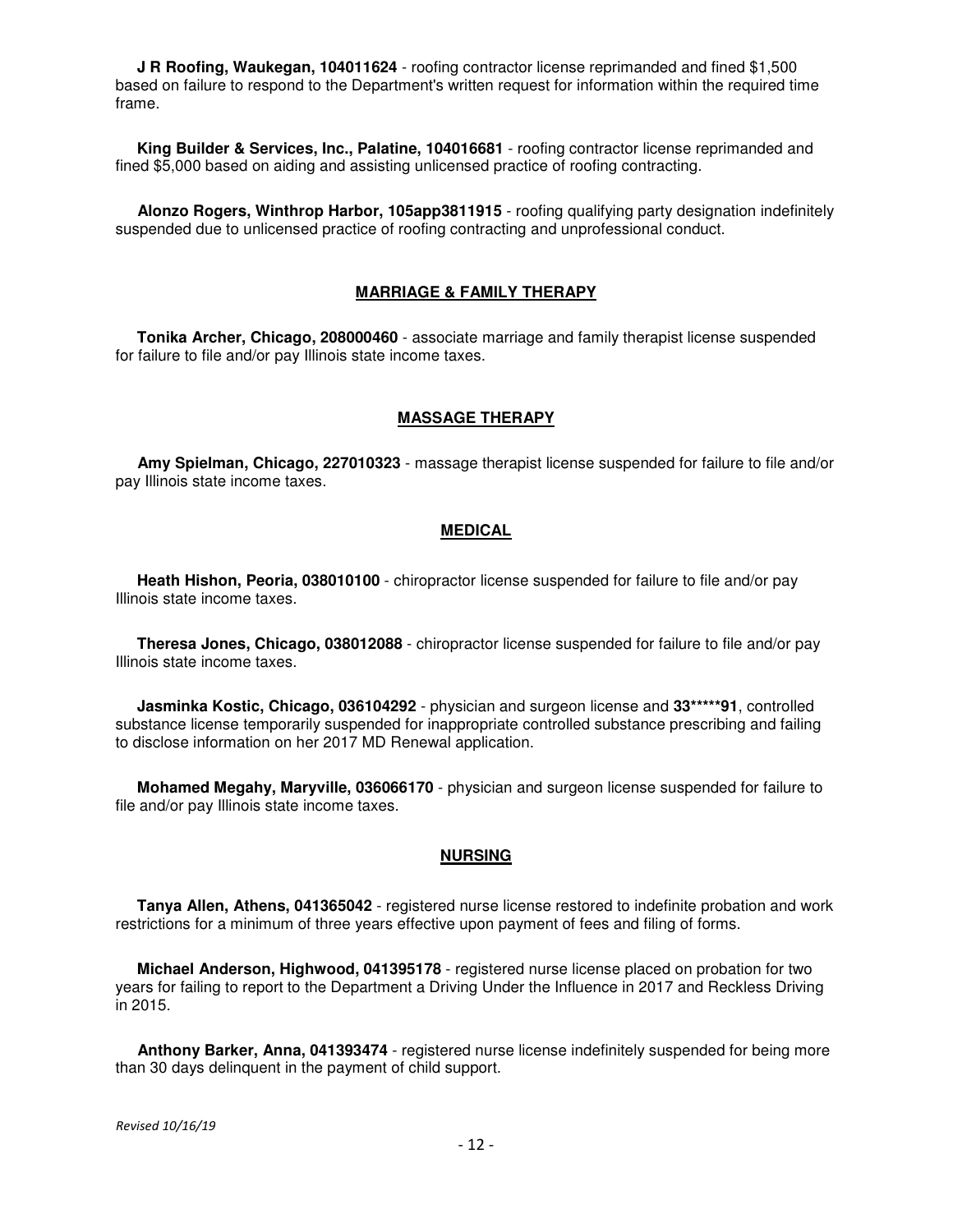**J R Roofing, Waukegan, 104011624** - roofing contractor license reprimanded and fined $1,500 based on failure to respond to the Department's written request for information within the required time frame.

**King Builder & Services, Inc., Palatine, 104016681** - roofing contractor license reprimanded and fined $5,000 based on aiding and assisting unlicensed practice of roofing contracting.

**Alonzo Rogers, Winthrop Harbor, 105app3811915** - roofing qualifying party designation indefinitely suspended due to unlicensed practice of roofing contracting and unprofessional conduct.

## MARRIAGE & FAMILY THERAPY

**Tonika Archer, Chicago, 208000460** - associate marriage and family therapist license suspended for failure to file and/or pay Illinois state income taxes.

## MASSAGE THERAPY

**Amy Spielman, Chicago, 227010323** - massage therapist license suspended for failure to file and/or pay Illinois state income taxes.

## MEDICAL

**Heath Hishon, Peoria, 038010100** - chiropractor license suspended for failure to file and/or pay Illinois state income taxes.

**Theresa Jones, Chicago, 038012088** - chiropractor license suspended for failure to file and/or pay Illinois state income taxes.

**Jasminka Kostic, Chicago, 036104292** - physician and surgeon license and **33*****91**, controlled substance license temporarily suspended for inappropriate controlled substance prescribing and failing to disclose information on her 2017 MD Renewal application.

**Mohamed Megahy, Maryville, 036066170** - physician and surgeon license suspended for failure to file and/or pay Illinois state income taxes.

## NURSING

**Tanya Allen, Athens, 041365042** - registered nurse license restored to indefinite probation and work restrictions for a minimum of three years effective upon payment of fees and filing of forms.

**Michael Anderson, Highwood, 041395178** - registered nurse license placed on probation for two years for failing to report to the Department a Driving Under the Influence in 2017 and Reckless Driving in 2015.

**Anthony Barker, Anna, 041393474** - registered nurse license indefinitely suspended for being more than 30 days delinquent in the payment of child support.

*Revised 10/16/19*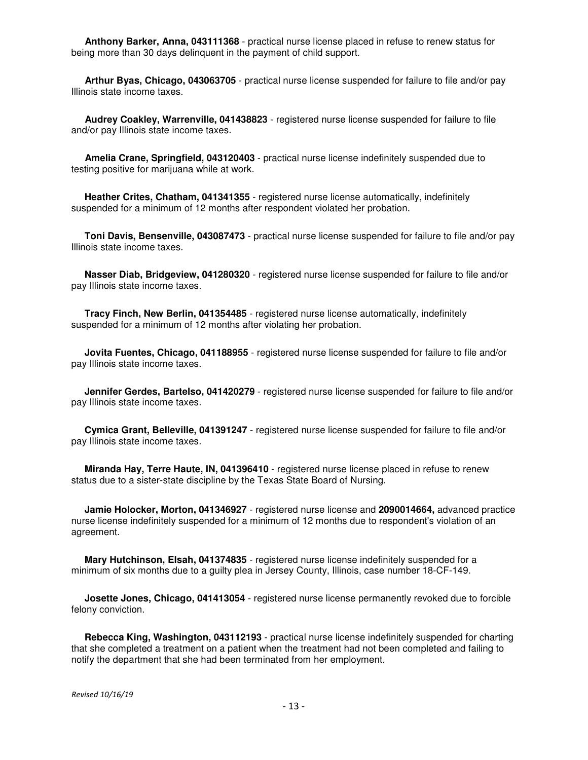**Anthony Barker, Anna, 043111368** - practical nurse license placed in refuse to renew status for being more than 30 days delinquent in the payment of child support.

**Arthur Byas, Chicago, 043063705** - practical nurse license suspended for failure to file and/or pay Illinois state income taxes.

**Audrey Coakley, Warrenville, 041438823** - registered nurse license suspended for failure to file and/or pay Illinois state income taxes.

**Amelia Crane, Springfield, 043120403** - practical nurse license indefinitely suspended due to testing positive for marijuana while at work.

**Heather Crites, Chatham, 041341355** - registered nurse license automatically, indefinitely suspended for a minimum of 12 months after respondent violated her probation.

**Toni Davis, Bensenville, 043087473** - practical nurse license suspended for failure to file and/or pay Illinois state income taxes.

**Nasser Diab, Bridgeview, 041280320** - registered nurse license suspended for failure to file and/or pay Illinois state income taxes.

**Tracy Finch, New Berlin, 041354485** - registered nurse license automatically, indefinitely suspended for a minimum of 12 months after violating her probation.

**Jovita Fuentes, Chicago, 041188955** - registered nurse license suspended for failure to file and/or pay Illinois state income taxes.

**Jennifer Gerdes, Bartelso, 041420279** - registered nurse license suspended for failure to file and/or pay Illinois state income taxes.

**Cymica Grant, Belleville, 041391247** - registered nurse license suspended for failure to file and/or pay Illinois state income taxes.

**Miranda Hay, Terre Haute, IN, 041396410** - registered nurse license placed in refuse to renew status due to a sister-state discipline by the Texas State Board of Nursing.

**Jamie Holocker, Morton, 041346927** - registered nurse license and **2090014664,** advanced practice nurse license indefinitely suspended for a minimum of 12 months due to respondent's violation of an agreement.

**Mary Hutchinson, Elsah, 041374835** - registered nurse license indefinitely suspended for a minimum of six months due to a guilty plea in Jersey County, Illinois, case number 18-CF-149.

**Josette Jones, Chicago, 041413054** - registered nurse license permanently revoked due to forcible felony conviction.

**Rebecca King, Washington, 043112193** - practical nurse license indefinitely suspended for charting that she completed a treatment on a patient when the treatment had not been completed and failing to notify the department that she had been terminated from her employment.

*Revised 10/16/19*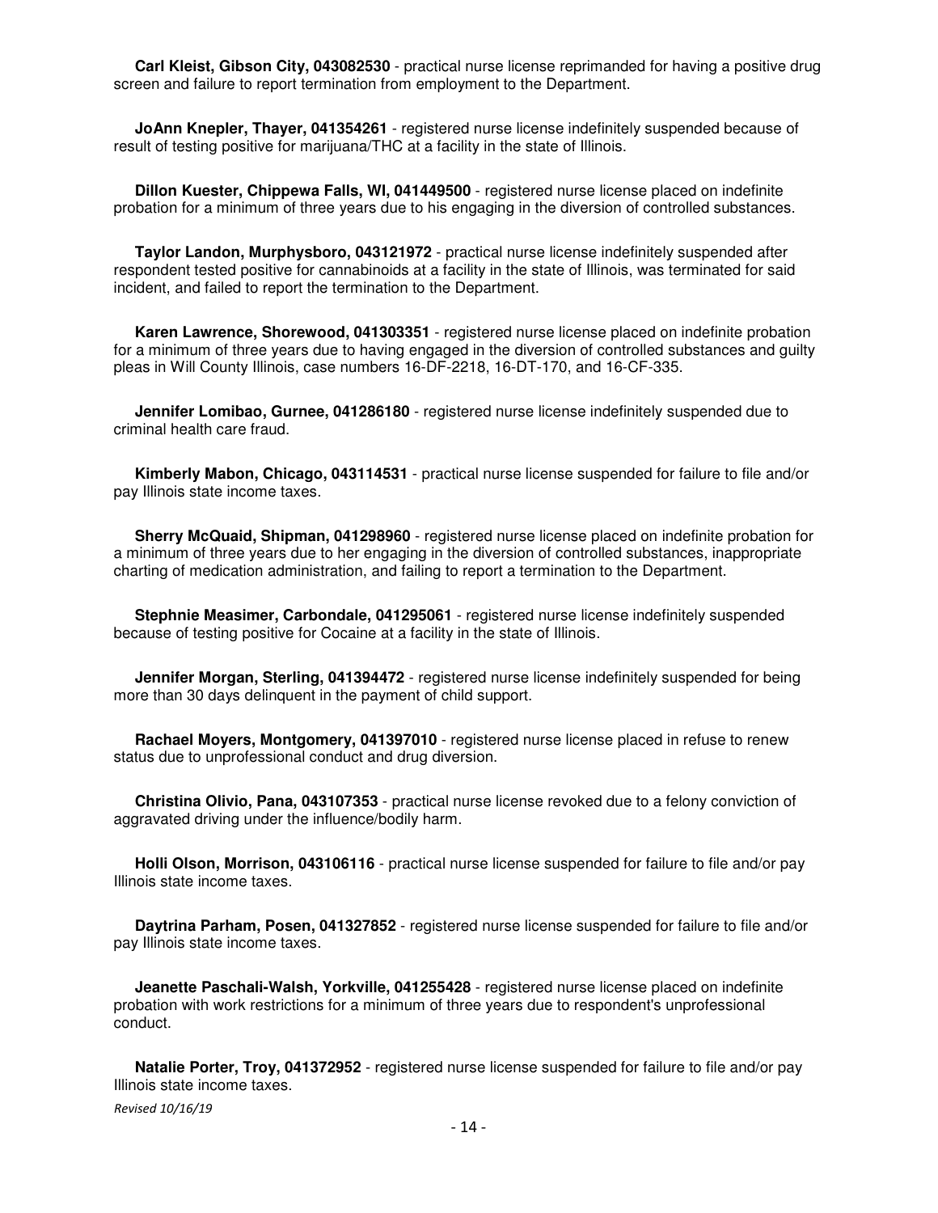**Carl Kleist, Gibson City, 043082530** - practical nurse license reprimanded for having a positive drug screen and failure to report termination from employment to the Department.

**JoAnn Knepler, Thayer, 041354261** - registered nurse license indefinitely suspended because of result of testing positive for marijuana/THC at a facility in the state of Illinois.

**Dillon Kuester, Chippewa Falls, WI, 041449500** - registered nurse license placed on indefinite probation for a minimum of three years due to his engaging in the diversion of controlled substances.

**Taylor Landon, Murphysboro, 043121972** - practical nurse license indefinitely suspended after respondent tested positive for cannabinoids at a facility in the state of Illinois, was terminated for said incident, and failed to report the termination to the Department.

**Karen Lawrence, Shorewood, 041303351** - registered nurse license placed on indefinite probation for a minimum of three years due to having engaged in the diversion of controlled substances and guilty pleas in Will County Illinois, case numbers 16-DF-2218, 16-DT-170, and 16-CF-335.

**Jennifer Lomibao, Gurnee, 041286180** - registered nurse license indefinitely suspended due to criminal health care fraud.

**Kimberly Mabon, Chicago, 043114531** - practical nurse license suspended for failure to file and/or pay Illinois state income taxes.

**Sherry McQuaid, Shipman, 041298960** - registered nurse license placed on indefinite probation for a minimum of three years due to her engaging in the diversion of controlled substances, inappropriate charting of medication administration, and failing to report a termination to the Department.

**Stephnie Measimer, Carbondale, 041295061** - registered nurse license indefinitely suspended because of testing positive for Cocaine at a facility in the state of Illinois.

**Jennifer Morgan, Sterling, 041394472** - registered nurse license indefinitely suspended for being more than 30 days delinquent in the payment of child support.

**Rachael Moyers, Montgomery, 041397010** - registered nurse license placed in refuse to renew status due to unprofessional conduct and drug diversion.

**Christina Olivio, Pana, 043107353** - practical nurse license revoked due to a felony conviction of aggravated driving under the influence/bodily harm.

**Holli Olson, Morrison, 043106116** - practical nurse license suspended for failure to file and/or pay Illinois state income taxes.

**Daytrina Parham, Posen, 041327852** - registered nurse license suspended for failure to file and/or pay Illinois state income taxes.

**Jeanette Paschali-Walsh, Yorkville, 041255428** - registered nurse license placed on indefinite probation with work restrictions for a minimum of three years due to respondent's unprofessional conduct.

**Natalie Porter, Troy, 041372952** - registered nurse license suspended for failure to file and/or pay Illinois state income taxes.

*Revised 10/16/19*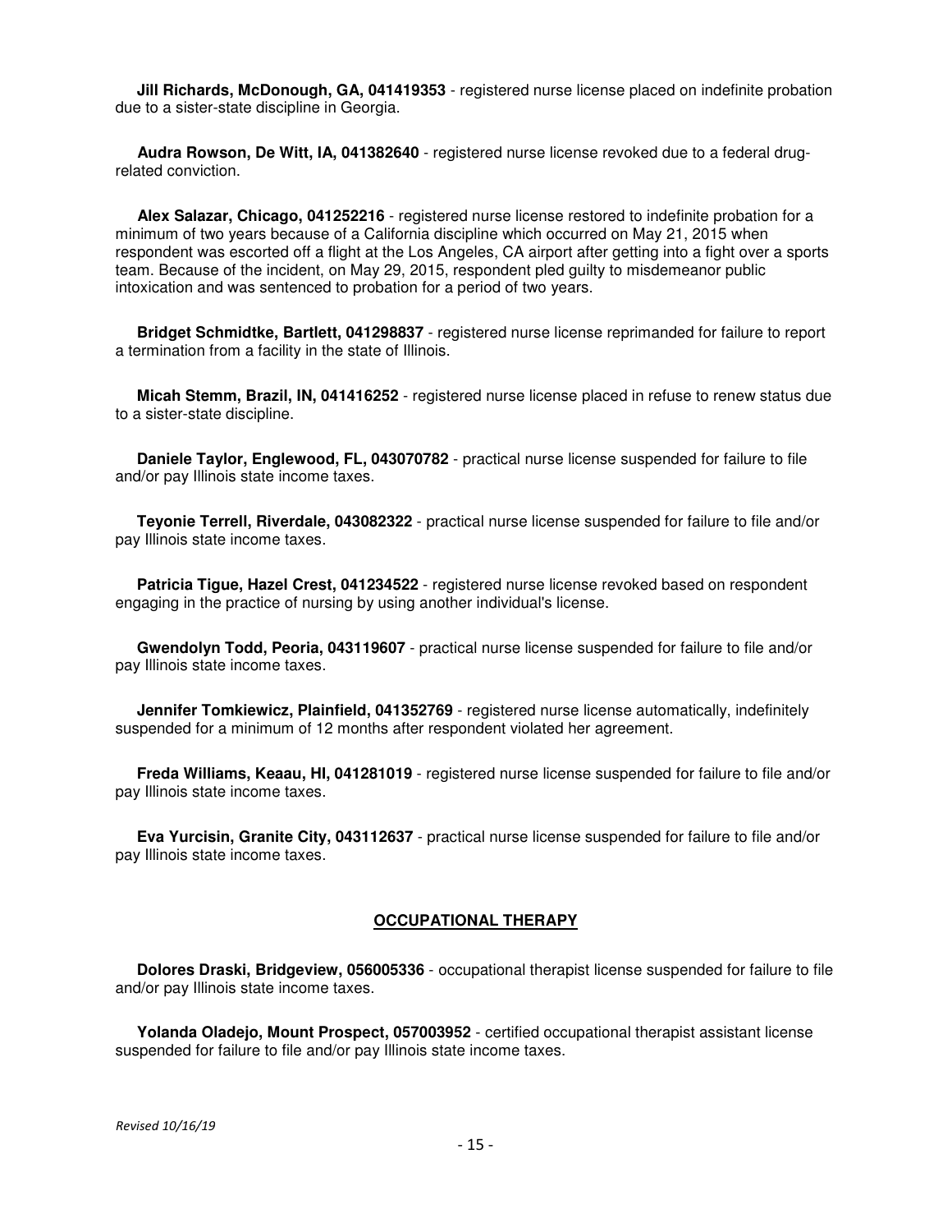**Jill Richards, McDonough, GA, 041419353** - registered nurse license placed on indefinite probation due to a sister-state discipline in Georgia.

**Audra Rowson, De Witt, IA, 041382640** - registered nurse license revoked due to a federal drug-related conviction.

**Alex Salazar, Chicago, 041252216** - registered nurse license restored to indefinite probation for a minimum of two years because of a California discipline which occurred on May 21, 2015 when respondent was escorted off a flight at the Los Angeles, CA airport after getting into a fight over a sports team. Because of the incident, on May 29, 2015, respondent pled guilty to misdemeanor public intoxication and was sentenced to probation for a period of two years.

**Bridget Schmidtke, Bartlett, 041298837** - registered nurse license reprimanded for failure to report a termination from a facility in the state of Illinois.

**Micah Stemm, Brazil, IN, 041416252** - registered nurse license placed in refuse to renew status due to a sister-state discipline.

**Daniele Taylor, Englewood, FL, 043070782** - practical nurse license suspended for failure to file and/or pay Illinois state income taxes.

**Teyonie Terrell, Riverdale, 043082322** - practical nurse license suspended for failure to file and/or pay Illinois state income taxes.

**Patricia Tigue, Hazel Crest, 041234522** - registered nurse license revoked based on respondent engaging in the practice of nursing by using another individual's license.

**Gwendolyn Todd, Peoria, 043119607** - practical nurse license suspended for failure to file and/or pay Illinois state income taxes.

**Jennifer Tomkiewicz, Plainfield, 041352769** - registered nurse license automatically, indefinitely suspended for a minimum of 12 months after respondent violated her agreement.

**Freda Williams, Keaau, HI, 041281019** - registered nurse license suspended for failure to file and/or pay Illinois state income taxes.

**Eva Yurcisin, Granite City, 043112637** - practical nurse license suspended for failure to file and/or pay Illinois state income taxes.

## OCCUPATIONAL THERAPY

**Dolores Draski, Bridgeview, 056005336** - occupational therapist license suspended for failure to file and/or pay Illinois state income taxes.

**Yolanda Oladejo, Mount Prospect, 057003952** - certified occupational therapist assistant license suspended for failure to file and/or pay Illinois state income taxes.

*Revised 10/16/19*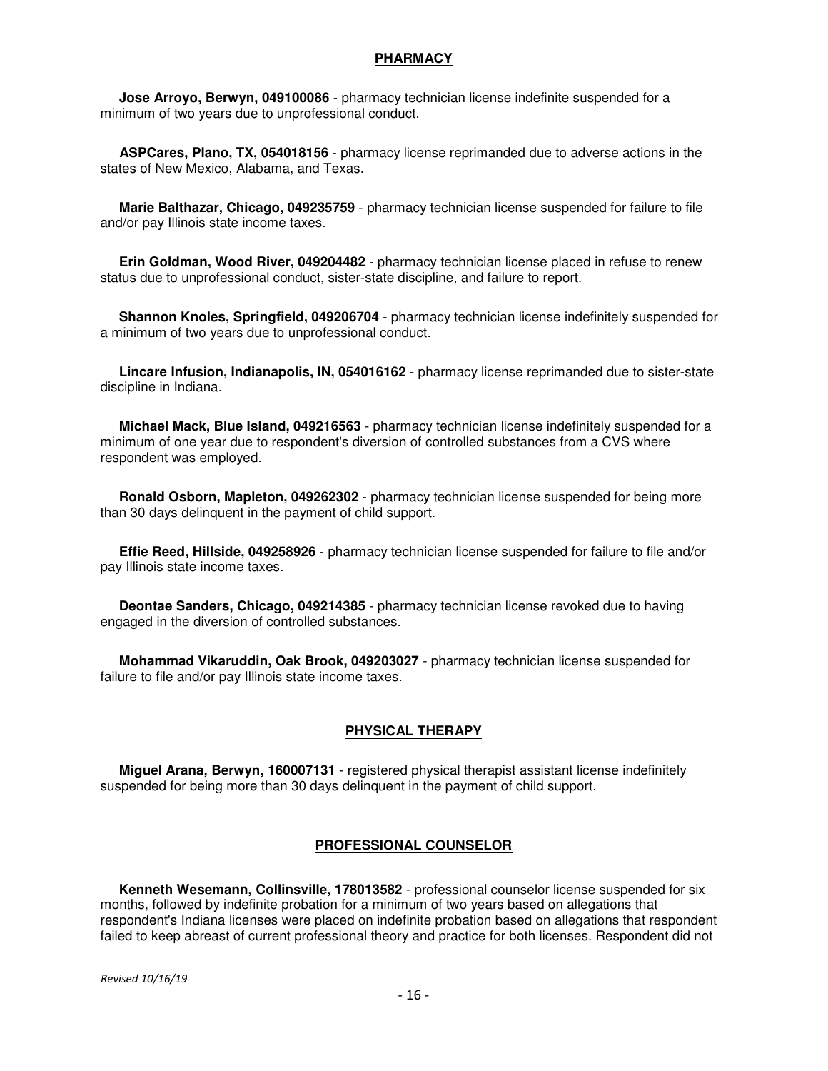## PHARMACY

**Jose Arroyo, Berwyn, 049100086** - pharmacy technician license indefinite suspended for a minimum of two years due to unprofessional conduct.

**ASPCares, Plano, TX, 054018156** - pharmacy license reprimanded due to adverse actions in the states of New Mexico, Alabama, and Texas.

**Marie Balthazar, Chicago, 049235759** - pharmacy technician license suspended for failure to file and/or pay Illinois state income taxes.

**Erin Goldman, Wood River, 049204482** - pharmacy technician license placed in refuse to renew status due to unprofessional conduct, sister-state discipline, and failure to report.

**Shannon Knoles, Springfield, 049206704** - pharmacy technician license indefinitely suspended for a minimum of two years due to unprofessional conduct.

**Lincare Infusion, Indianapolis, IN, 054016162** - pharmacy license reprimanded due to sister-state discipline in Indiana.

**Michael Mack, Blue Island, 049216563** - pharmacy technician license indefinitely suspended for a minimum of one year due to respondent's diversion of controlled substances from a CVS where respondent was employed.

**Ronald Osborn, Mapleton, 049262302** - pharmacy technician license suspended for being more than 30 days delinquent in the payment of child support.

**Effie Reed, Hillside, 049258926** - pharmacy technician license suspended for failure to file and/or pay Illinois state income taxes.

**Deontae Sanders, Chicago, 049214385** - pharmacy technician license revoked due to having engaged in the diversion of controlled substances.

**Mohammad Vikaruddin, Oak Brook, 049203027** - pharmacy technician license suspended for failure to file and/or pay Illinois state income taxes.

## PHYSICAL THERAPY

**Miguel Arana, Berwyn, 160007131** - registered physical therapist assistant license indefinitely suspended for being more than 30 days delinquent in the payment of child support.

## PROFESSIONAL COUNSELOR

**Kenneth Wesemann, Collinsville, 178013582** - professional counselor license suspended for six months, followed by indefinite probation for a minimum of two years based on allegations that respondent's Indiana licenses were placed on indefinite probation based on allegations that respondent failed to keep abreast of current professional theory and practice for both licenses. Respondent did not

*Revised 10/16/19*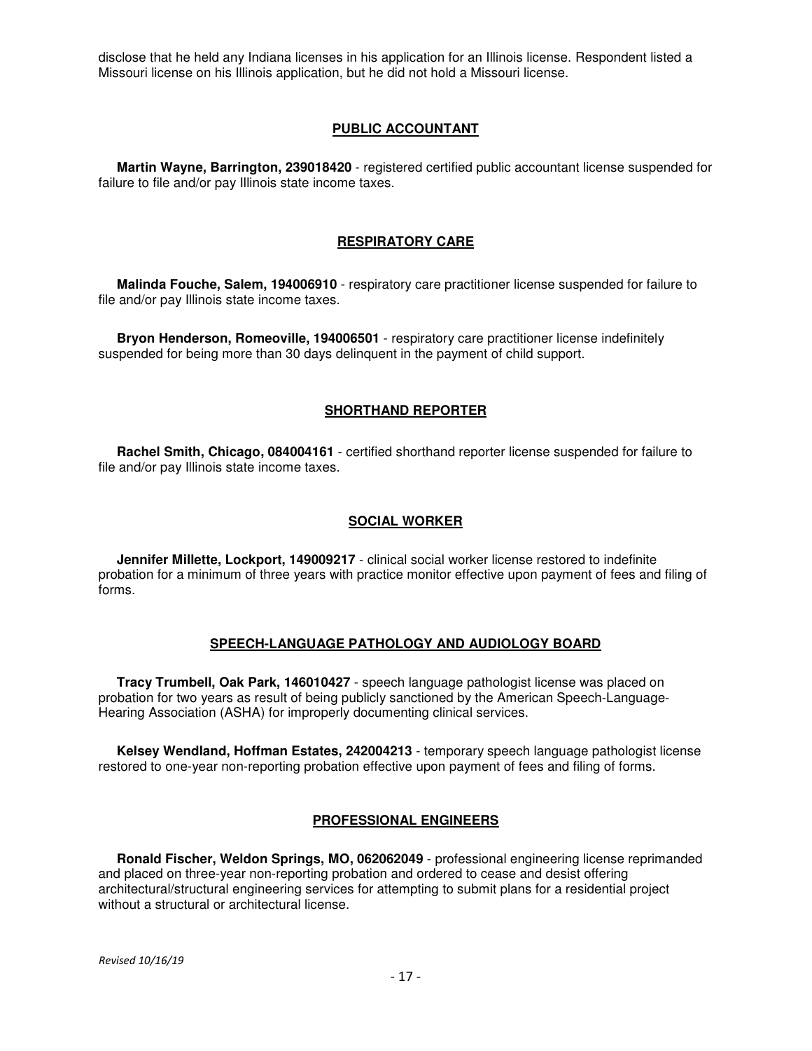disclose that he held any Indiana licenses in his application for an Illinois license. Respondent listed a Missouri license on his Illinois application, but he did not hold a Missouri license.

## PUBLIC ACCOUNTANT

**Martin Wayne, Barrington, 239018420** - registered certified public accountant license suspended for failure to file and/or pay Illinois state income taxes.

## RESPIRATORY CARE

**Malinda Fouche, Salem, 194006910** - respiratory care practitioner license suspended for failure to file and/or pay Illinois state income taxes.

**Bryon Henderson, Romeoville, 194006501** - respiratory care practitioner license indefinitely suspended for being more than 30 days delinquent in the payment of child support.

## SHORTHAND REPORTER

**Rachel Smith, Chicago, 084004161** - certified shorthand reporter license suspended for failure to file and/or pay Illinois state income taxes.

## SOCIAL WORKER

**Jennifer Millette, Lockport, 149009217** - clinical social worker license restored to indefinite probation for a minimum of three years with practice monitor effective upon payment of fees and filing of forms.

## SPEECH-LANGUAGE PATHOLOGY AND AUDIOLOGY BOARD

**Tracy Trumbell, Oak Park, 146010427** - speech language pathologist license was placed on probation for two years as result of being publicly sanctioned by the American Speech-Language-Hearing Association (ASHA) for improperly documenting clinical services.

**Kelsey Wendland, Hoffman Estates, 242004213** - temporary speech language pathologist license restored to one-year non-reporting probation effective upon payment of fees and filing of forms.

## PROFESSIONAL ENGINEERS

**Ronald Fischer, Weldon Springs, MO, 062062049** - professional engineering license reprimanded and placed on three-year non-reporting probation and ordered to cease and desist offering architectural/structural engineering services for attempting to submit plans for a residential project without a structural or architectural license.

*Revised 10/16/19*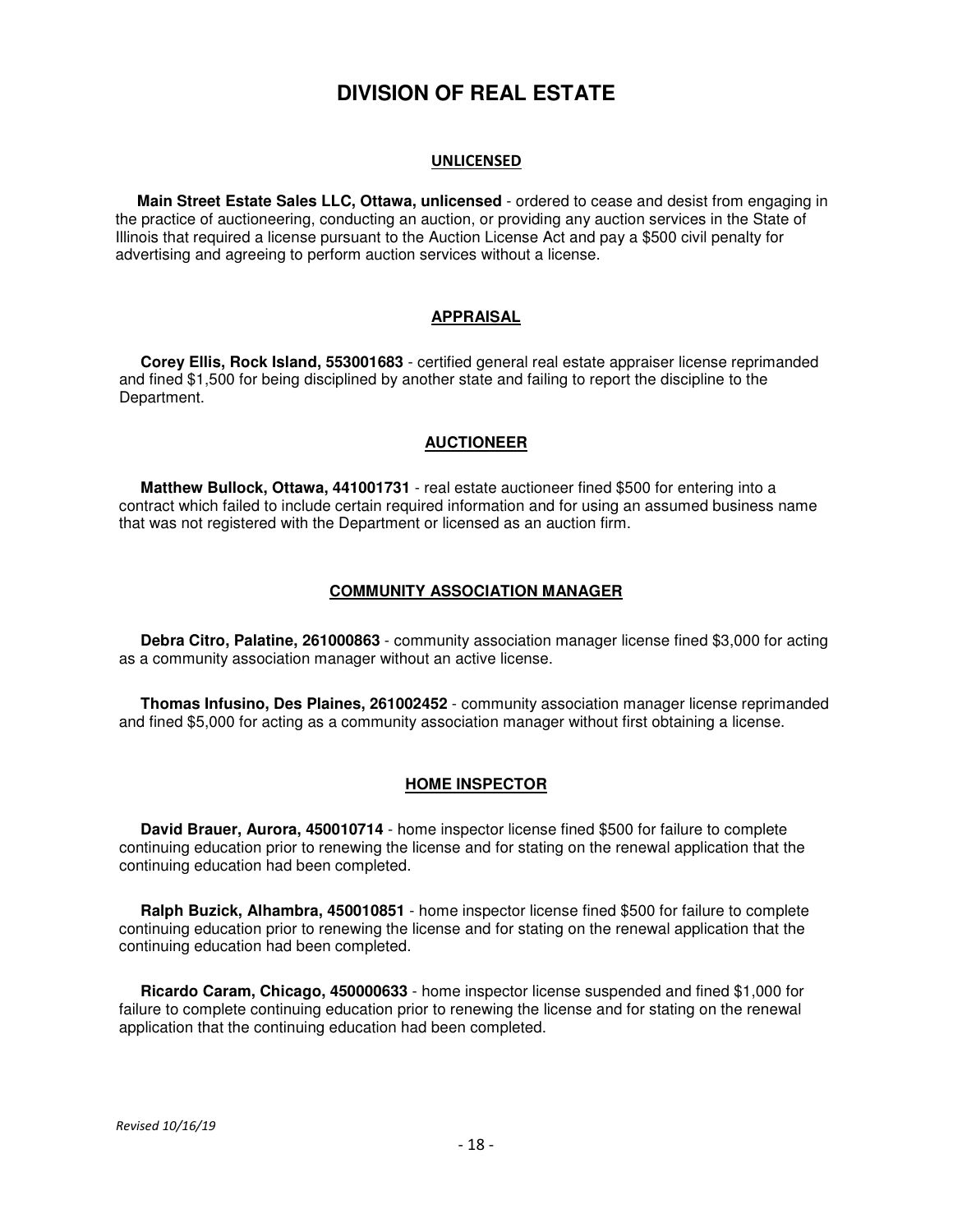# DIVISION OF REAL ESTATE

## UNLICENSED

**Main Street Estate Sales LLC, Ottawa, unlicensed** - ordered to cease and desist from engaging in the practice of auctioneering, conducting an auction, or providing any auction services in the State of Illinois that required a license pursuant to the Auction License Act and pay a $500 civil penalty for advertising and agreeing to perform auction services without a license.

## APPRAISAL

**Corey Ellis, Rock Island, 553001683** - certified general real estate appraiser license reprimanded and fined $1,500 for being disciplined by another state and failing to report the discipline to the Department.

## AUCTIONEER

**Matthew Bullock, Ottawa, 441001731** - real estate auctioneer fined $500 for entering into a contract which failed to include certain required information and for using an assumed business name that was not registered with the Department or licensed as an auction firm.

## COMMUNITY ASSOCIATION MANAGER

**Debra Citro, Palatine, 261000863** - community association manager license fined $3,000 for acting as a community association manager without an active license.

**Thomas Infusino, Des Plaines, 261002452** - community association manager license reprimanded and fined $5,000 for acting as a community association manager without first obtaining a license.

## HOME INSPECTOR

**David Brauer, Aurora, 450010714** - home inspector license fined $500 for failure to complete continuing education prior to renewing the license and for stating on the renewal application that the continuing education had been completed.

**Ralph Buzick, Alhambra, 450010851** - home inspector license fined $500 for failure to complete continuing education prior to renewing the license and for stating on the renewal application that the continuing education had been completed.

**Ricardo Caram, Chicago, 450000633** - home inspector license suspended and fined $1,000 for failure to complete continuing education prior to renewing the license and for stating on the renewal application that the continuing education had been completed.

*Revised 10/16/19*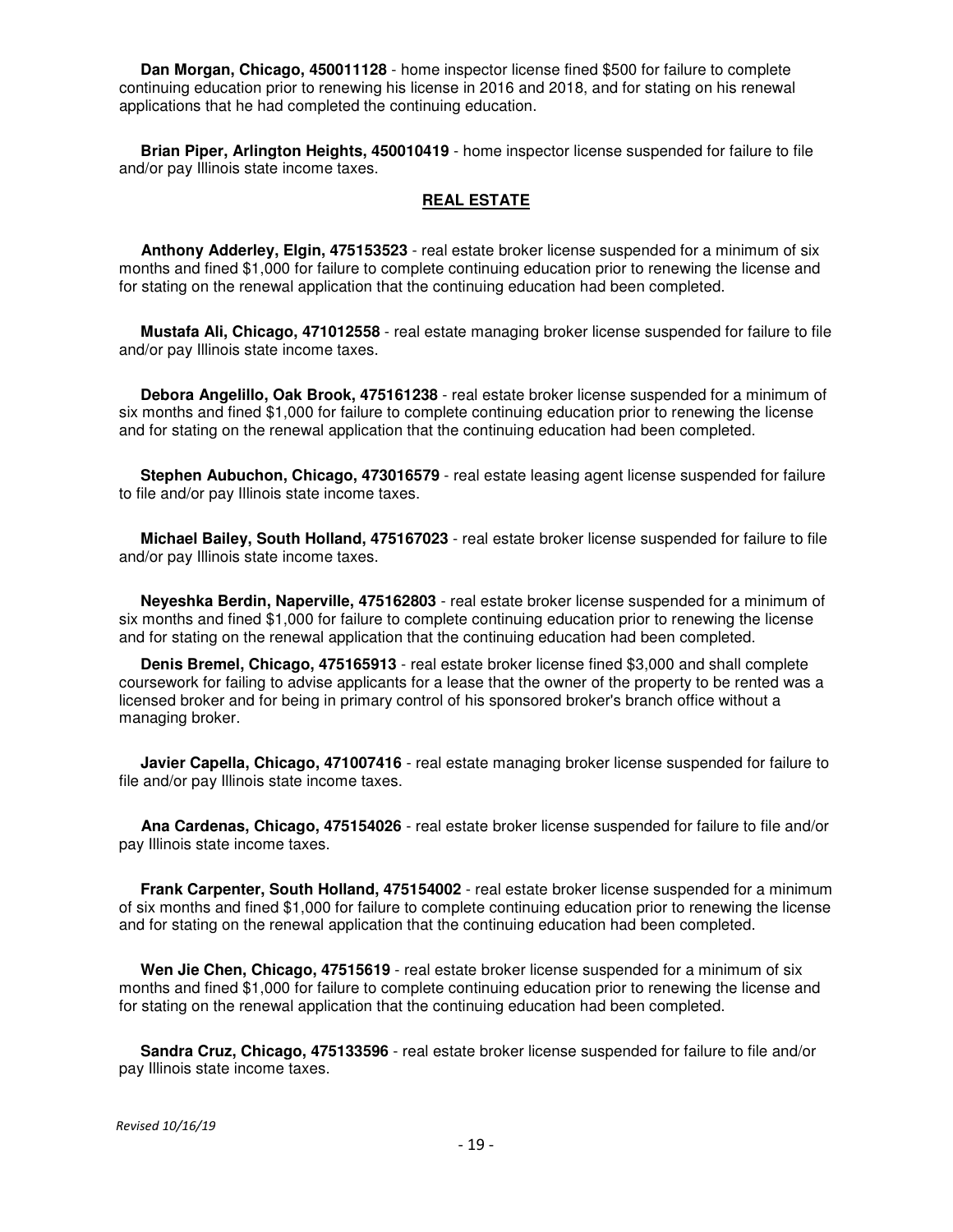**Dan Morgan, Chicago, 450011128** - home inspector license fined $500 for failure to complete continuing education prior to renewing his license in 2016 and 2018, and for stating on his renewal applications that he had completed the continuing education.

**Brian Piper, Arlington Heights, 450010419** - home inspector license suspended for failure to file and/or pay Illinois state income taxes.

## REAL ESTATE

**Anthony Adderley, Elgin, 475153523** - real estate broker license suspended for a minimum of six months and fined $1,000 for failure to complete continuing education prior to renewing the license and for stating on the renewal application that the continuing education had been completed.

**Mustafa Ali, Chicago, 471012558** - real estate managing broker license suspended for failure to file and/or pay Illinois state income taxes.

**Debora Angelillo, Oak Brook, 475161238** - real estate broker license suspended for a minimum of six months and fined $1,000 for failure to complete continuing education prior to renewing the license and for stating on the renewal application that the continuing education had been completed.

**Stephen Aubuchon, Chicago, 473016579** - real estate leasing agent license suspended for failure to file and/or pay Illinois state income taxes.

**Michael Bailey, South Holland, 475167023** - real estate broker license suspended for failure to file and/or pay Illinois state income taxes.

**Neyeshka Berdin, Naperville, 475162803** - real estate broker license suspended for a minimum of six months and fined $1,000 for failure to complete continuing education prior to renewing the license and for stating on the renewal application that the continuing education had been completed.

**Denis Bremel, Chicago, 475165913** - real estate broker license fined $3,000 and shall complete coursework for failing to advise applicants for a lease that the owner of the property to be rented was a licensed broker and for being in primary control of his sponsored broker's branch office without a managing broker.

**Javier Capella, Chicago, 471007416** - real estate managing broker license suspended for failure to file and/or pay Illinois state income taxes.

**Ana Cardenas, Chicago, 475154026** - real estate broker license suspended for failure to file and/or pay Illinois state income taxes.

**Frank Carpenter, South Holland, 475154002** - real estate broker license suspended for a minimum of six months and fined $1,000 for failure to complete continuing education prior to renewing the license and for stating on the renewal application that the continuing education had been completed.

**Wen Jie Chen, Chicago, 47515619** - real estate broker license suspended for a minimum of six months and fined $1,000 for failure to complete continuing education prior to renewing the license and for stating on the renewal application that the continuing education had been completed.

**Sandra Cruz, Chicago, 475133596** - real estate broker license suspended for failure to file and/or pay Illinois state income taxes.

*Revised 10/16/19*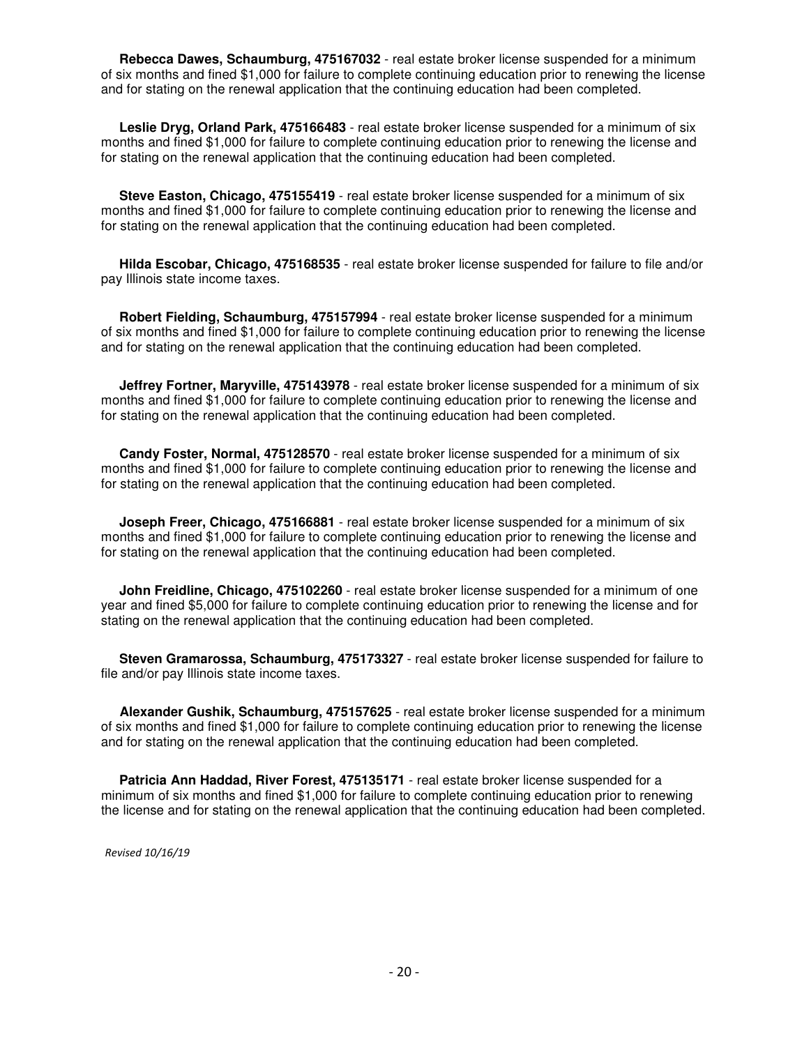**Rebecca Dawes, Schaumburg, 475167032** - real estate broker license suspended for a minimum of six months and fined $1,000 for failure to complete continuing education prior to renewing the license and for stating on the renewal application that the continuing education had been completed.

**Leslie Dryg, Orland Park, 475166483** - real estate broker license suspended for a minimum of six months and fined $1,000 for failure to complete continuing education prior to renewing the license and for stating on the renewal application that the continuing education had been completed.

**Steve Easton, Chicago, 475155419** - real estate broker license suspended for a minimum of six months and fined $1,000 for failure to complete continuing education prior to renewing the license and for stating on the renewal application that the continuing education had been completed.

**Hilda Escobar, Chicago, 475168535** - real estate broker license suspended for failure to file and/or pay Illinois state income taxes.

**Robert Fielding, Schaumburg, 475157994** - real estate broker license suspended for a minimum of six months and fined $1,000 for failure to complete continuing education prior to renewing the license and for stating on the renewal application that the continuing education had been completed.

**Jeffrey Fortner, Maryville, 475143978** - real estate broker license suspended for a minimum of six months and fined $1,000 for failure to complete continuing education prior to renewing the license and for stating on the renewal application that the continuing education had been completed.

**Candy Foster, Normal, 475128570** - real estate broker license suspended for a minimum of six months and fined $1,000 for failure to complete continuing education prior to renewing the license and for stating on the renewal application that the continuing education had been completed.

**Joseph Freer, Chicago, 475166881** - real estate broker license suspended for a minimum of six months and fined $1,000 for failure to complete continuing education prior to renewing the license and for stating on the renewal application that the continuing education had been completed.

**John Freidline, Chicago, 475102260** - real estate broker license suspended for a minimum of one year and fined $5,000 for failure to complete continuing education prior to renewing the license and for stating on the renewal application that the continuing education had been completed.

**Steven Gramarossa, Schaumburg, 475173327** - real estate broker license suspended for failure to file and/or pay Illinois state income taxes.

**Alexander Gushik, Schaumburg, 475157625** - real estate broker license suspended for a minimum of six months and fined $1,000 for failure to complete continuing education prior to renewing the license and for stating on the renewal application that the continuing education had been completed.

**Patricia Ann Haddad, River Forest, 475135171** - real estate broker license suspended for a minimum of six months and fined $1,000 for failure to complete continuing education prior to renewing the license and for stating on the renewal application that the continuing education had been completed.

*Revised 10/16/19*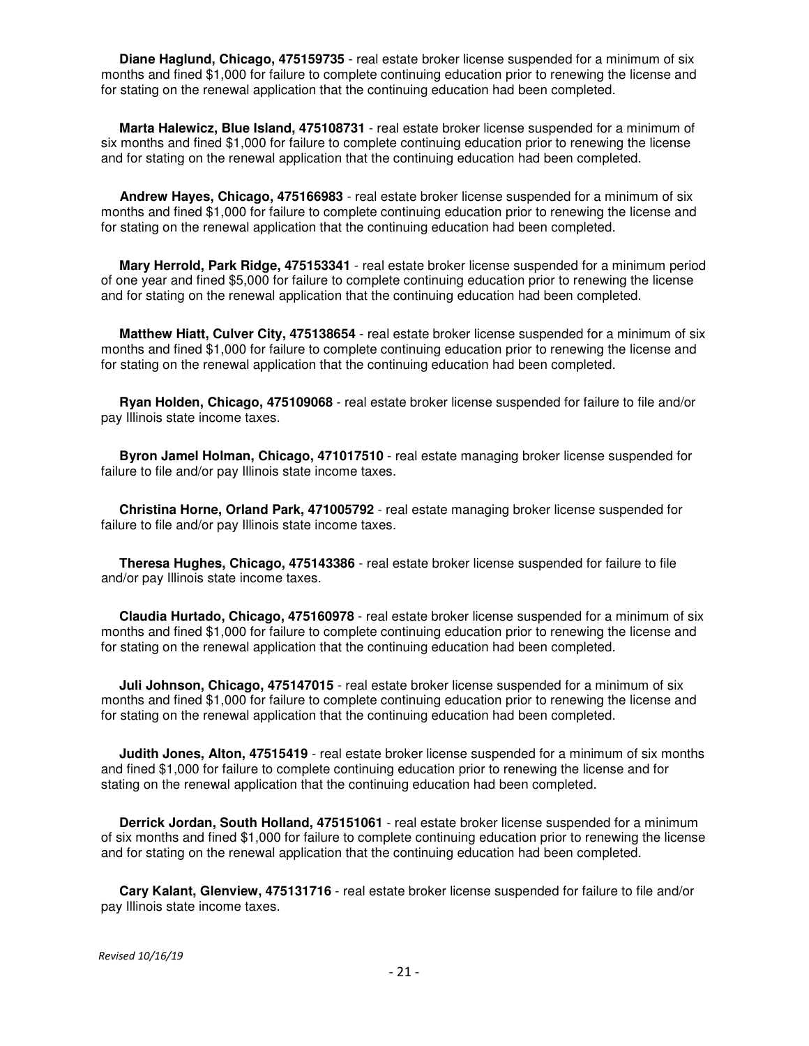**Diane Haglund, Chicago, 475159735** - real estate broker license suspended for a minimum of six months and fined $1,000 for failure to complete continuing education prior to renewing the license and for stating on the renewal application that the continuing education had been completed.

**Marta Halewicz, Blue Island, 475108731** - real estate broker license suspended for a minimum of six months and fined $1,000 for failure to complete continuing education prior to renewing the license and for stating on the renewal application that the continuing education had been completed.

**Andrew Hayes, Chicago, 475166983** - real estate broker license suspended for a minimum of six months and fined $1,000 for failure to complete continuing education prior to renewing the license and for stating on the renewal application that the continuing education had been completed.

**Mary Herrold, Park Ridge, 475153341** - real estate broker license suspended for a minimum period of one year and fined $5,000 for failure to complete continuing education prior to renewing the license and for stating on the renewal application that the continuing education had been completed.

**Matthew Hiatt, Culver City, 475138654** - real estate broker license suspended for a minimum of six months and fined $1,000 for failure to complete continuing education prior to renewing the license and for stating on the renewal application that the continuing education had been completed.

**Ryan Holden, Chicago, 475109068** - real estate broker license suspended for failure to file and/or pay Illinois state income taxes.

**Byron Jamel Holman, Chicago, 471017510** - real estate managing broker license suspended for failure to file and/or pay Illinois state income taxes.

**Christina Horne, Orland Park, 471005792** - real estate managing broker license suspended for failure to file and/or pay Illinois state income taxes.

**Theresa Hughes, Chicago, 475143386** - real estate broker license suspended for failure to file and/or pay Illinois state income taxes.

**Claudia Hurtado, Chicago, 475160978** - real estate broker license suspended for a minimum of six months and fined $1,000 for failure to complete continuing education prior to renewing the license and for stating on the renewal application that the continuing education had been completed.

**Juli Johnson, Chicago, 475147015** - real estate broker license suspended for a minimum of six months and fined $1,000 for failure to complete continuing education prior to renewing the license and for stating on the renewal application that the continuing education had been completed.

**Judith Jones, Alton, 47515419** - real estate broker license suspended for a minimum of six months and fined $1,000 for failure to complete continuing education prior to renewing the license and for stating on the renewal application that the continuing education had been completed.

**Derrick Jordan, South Holland, 475151061** - real estate broker license suspended for a minimum of six months and fined $1,000 for failure to complete continuing education prior to renewing the license and for stating on the renewal application that the continuing education had been completed.

**Cary Kalant, Glenview, 475131716** - real estate broker license suspended for failure to file and/or pay Illinois state income taxes.

*Revised 10/16/19*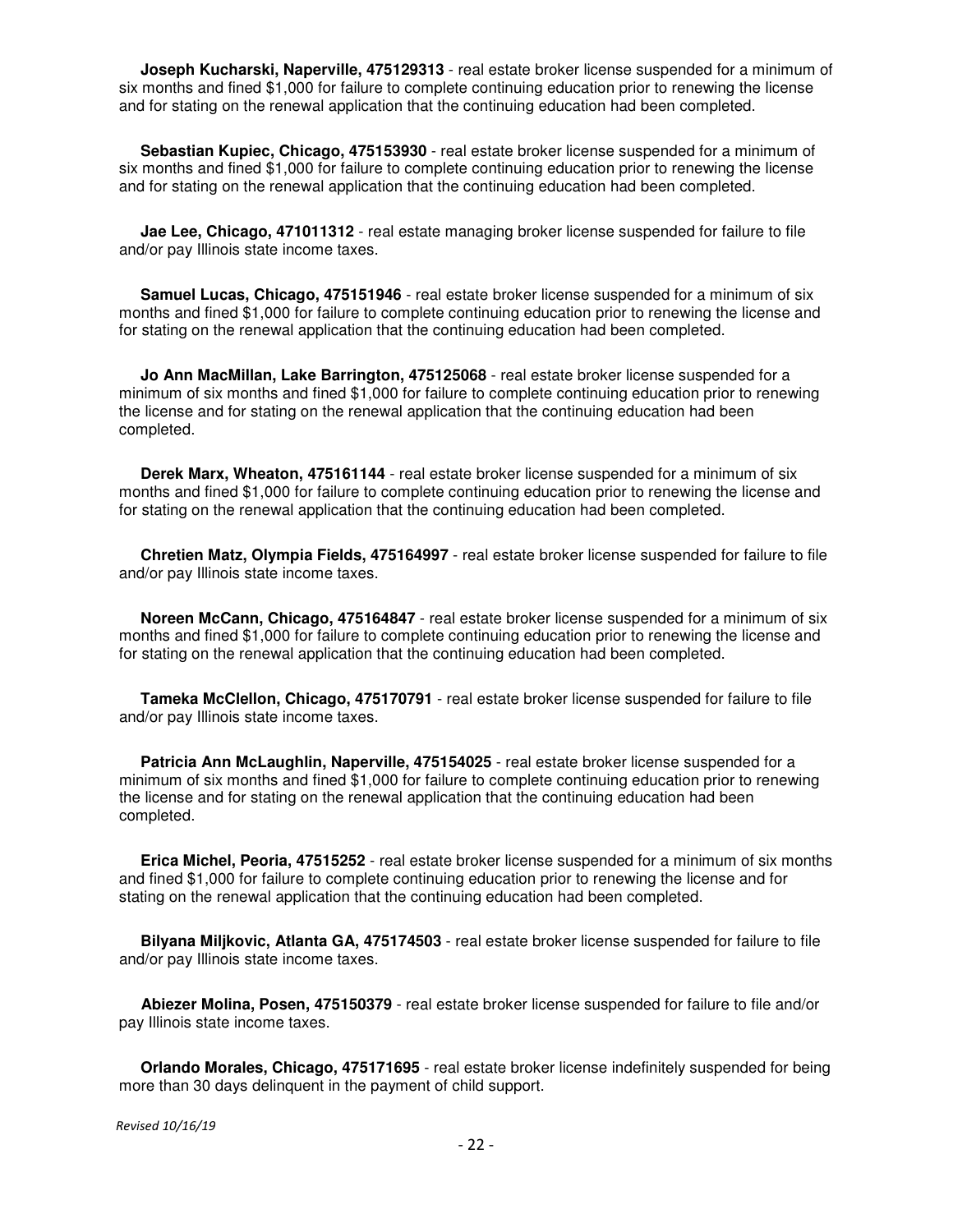**Joseph Kucharski, Naperville, 475129313** - real estate broker license suspended for a minimum of six months and fined $1,000 for failure to complete continuing education prior to renewing the license and for stating on the renewal application that the continuing education had been completed.

**Sebastian Kupiec, Chicago, 475153930** - real estate broker license suspended for a minimum of six months and fined $1,000 for failure to complete continuing education prior to renewing the license and for stating on the renewal application that the continuing education had been completed.

**Jae Lee, Chicago, 471011312** - real estate managing broker license suspended for failure to file and/or pay Illinois state income taxes.

**Samuel Lucas, Chicago, 475151946** - real estate broker license suspended for a minimum of six months and fined $1,000 for failure to complete continuing education prior to renewing the license and for stating on the renewal application that the continuing education had been completed.

**Jo Ann MacMillan, Lake Barrington, 475125068** - real estate broker license suspended for a minimum of six months and fined $1,000 for failure to complete continuing education prior to renewing the license and for stating on the renewal application that the continuing education had been completed.

**Derek Marx, Wheaton, 475161144** - real estate broker license suspended for a minimum of six months and fined $1,000 for failure to complete continuing education prior to renewing the license and for stating on the renewal application that the continuing education had been completed.

**Chretien Matz, Olympia Fields, 475164997** - real estate broker license suspended for failure to file and/or pay Illinois state income taxes.

**Noreen McCann, Chicago, 475164847** - real estate broker license suspended for a minimum of six months and fined $1,000 for failure to complete continuing education prior to renewing the license and for stating on the renewal application that the continuing education had been completed.

**Tameka McClellon, Chicago, 475170791** - real estate broker license suspended for failure to file and/or pay Illinois state income taxes.

**Patricia Ann McLaughlin, Naperville, 475154025** - real estate broker license suspended for a minimum of six months and fined $1,000 for failure to complete continuing education prior to renewing the license and for stating on the renewal application that the continuing education had been completed.

**Erica Michel, Peoria, 47515252** - real estate broker license suspended for a minimum of six months and fined $1,000 for failure to complete continuing education prior to renewing the license and for stating on the renewal application that the continuing education had been completed.

**Bilyana Miljkovic, Atlanta GA, 475174503** - real estate broker license suspended for failure to file and/or pay Illinois state income taxes.

**Abiezer Molina, Posen, 475150379** - real estate broker license suspended for failure to file and/or pay Illinois state income taxes.

**Orlando Morales, Chicago, 475171695** - real estate broker license indefinitely suspended for being more than 30 days delinquent in the payment of child support.

*Revised 10/16/19*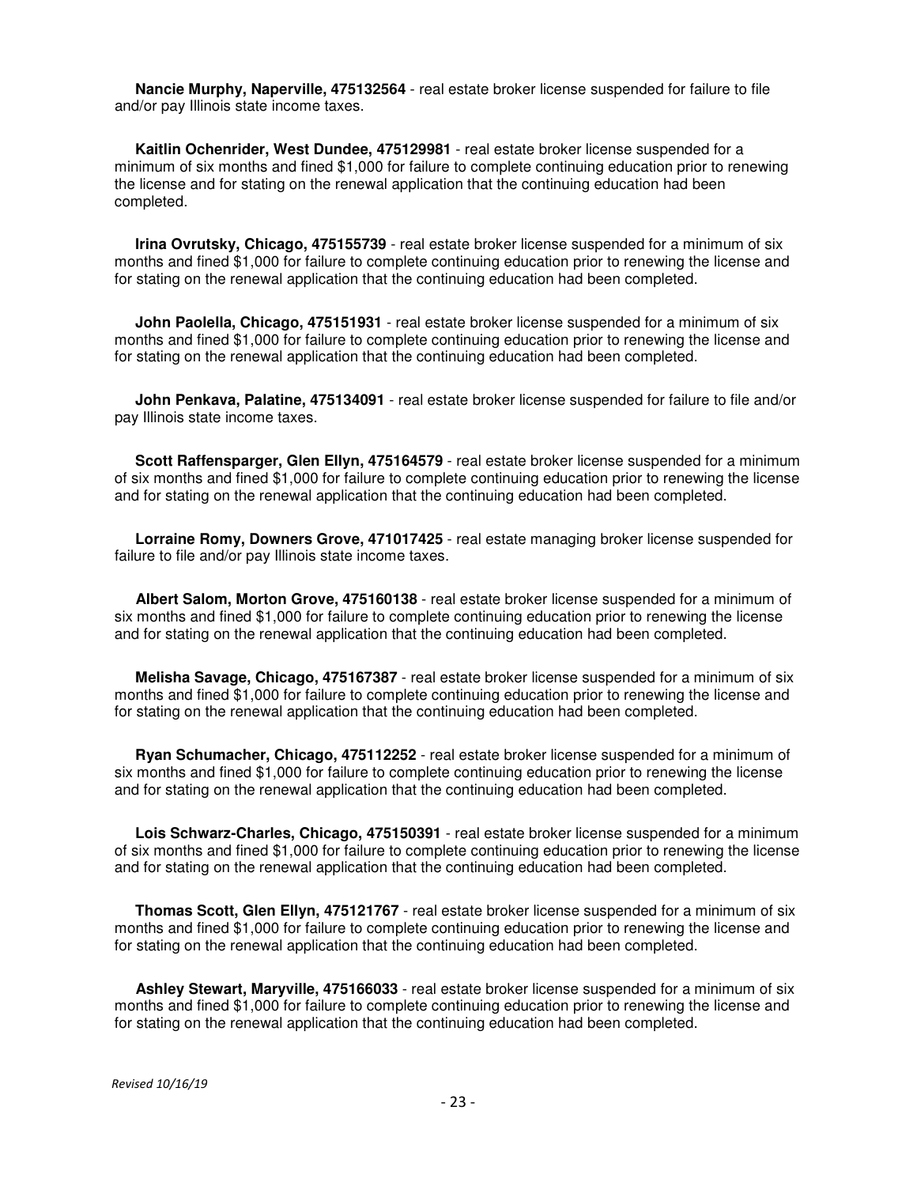**Nancie Murphy, Naperville, 475132564** - real estate broker license suspended for failure to file and/or pay Illinois state income taxes.

**Kaitlin Ochenrider, West Dundee, 475129981** - real estate broker license suspended for a minimum of six months and fined $1,000 for failure to complete continuing education prior to renewing the license and for stating on the renewal application that the continuing education had been completed.

**Irina Ovrutsky, Chicago, 475155739** - real estate broker license suspended for a minimum of six months and fined $1,000 for failure to complete continuing education prior to renewing the license and for stating on the renewal application that the continuing education had been completed.

**John Paolella, Chicago, 475151931** - real estate broker license suspended for a minimum of six months and fined $1,000 for failure to complete continuing education prior to renewing the license and for stating on the renewal application that the continuing education had been completed.

**John Penkava, Palatine, 475134091** - real estate broker license suspended for failure to file and/or pay Illinois state income taxes.

**Scott Raffensparger, Glen Ellyn, 475164579** - real estate broker license suspended for a minimum of six months and fined $1,000 for failure to complete continuing education prior to renewing the license and for stating on the renewal application that the continuing education had been completed.

**Lorraine Romy, Downers Grove, 471017425** - real estate managing broker license suspended for failure to file and/or pay Illinois state income taxes.

**Albert Salom, Morton Grove, 475160138** - real estate broker license suspended for a minimum of six months and fined $1,000 for failure to complete continuing education prior to renewing the license and for stating on the renewal application that the continuing education had been completed.

**Melisha Savage, Chicago, 475167387** - real estate broker license suspended for a minimum of six months and fined $1,000 for failure to complete continuing education prior to renewing the license and for stating on the renewal application that the continuing education had been completed.

**Ryan Schumacher, Chicago, 475112252** - real estate broker license suspended for a minimum of six months and fined $1,000 for failure to complete continuing education prior to renewing the license and for stating on the renewal application that the continuing education had been completed.

**Lois Schwarz-Charles, Chicago, 475150391** - real estate broker license suspended for a minimum of six months and fined $1,000 for failure to complete continuing education prior to renewing the license and for stating on the renewal application that the continuing education had been completed.

**Thomas Scott, Glen Ellyn, 475121767** - real estate broker license suspended for a minimum of six months and fined $1,000 for failure to complete continuing education prior to renewing the license and for stating on the renewal application that the continuing education had been completed.

**Ashley Stewart, Maryville, 475166033** - real estate broker license suspended for a minimum of six months and fined $1,000 for failure to complete continuing education prior to renewing the license and for stating on the renewal application that the continuing education had been completed.

*Revised 10/16/19*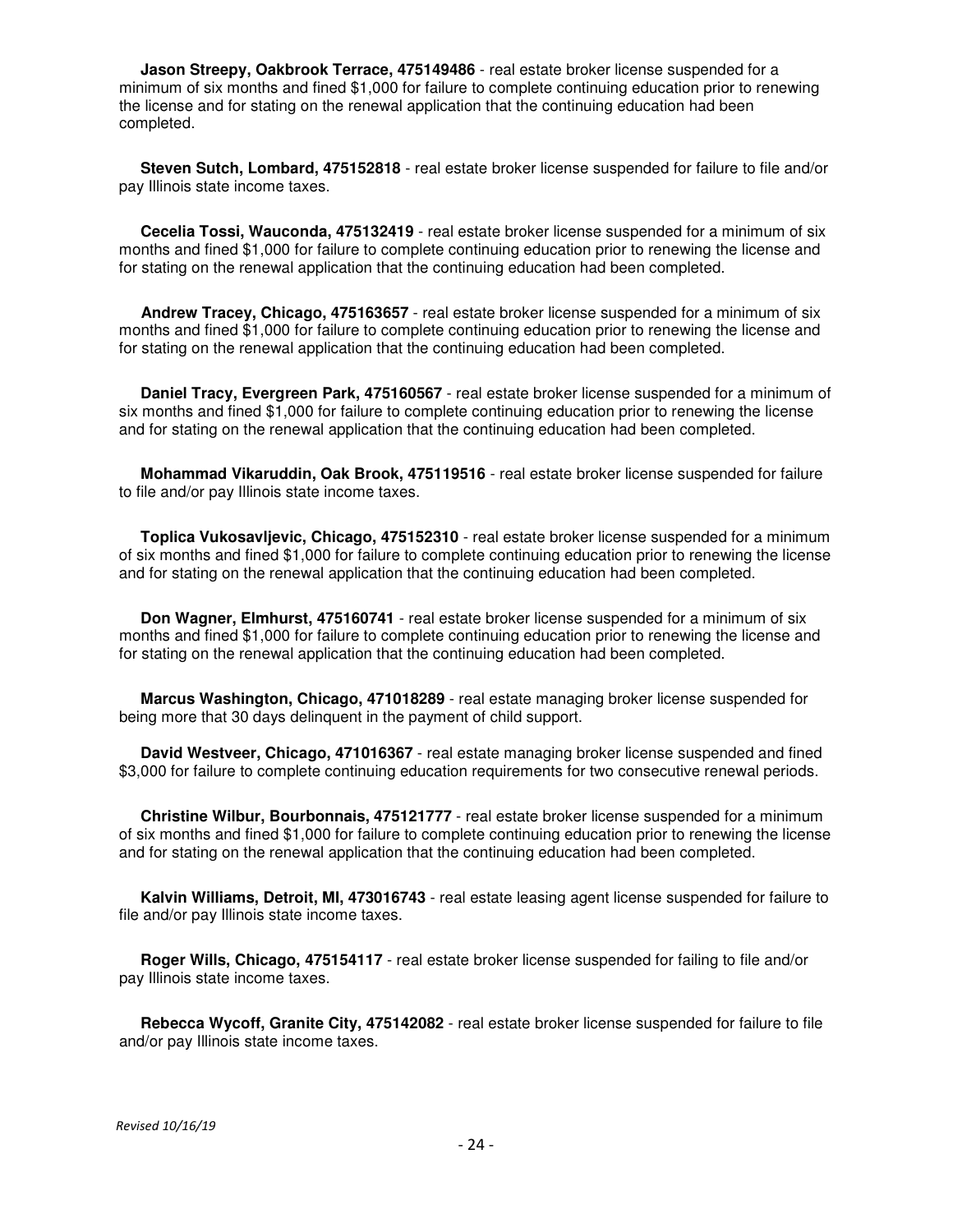**Jason Streepy, Oakbrook Terrace, 475149486** - real estate broker license suspended for a minimum of six months and fined $1,000 for failure to complete continuing education prior to renewing the license and for stating on the renewal application that the continuing education had been completed.

**Steven Sutch, Lombard, 475152818** - real estate broker license suspended for failure to file and/or pay Illinois state income taxes.

**Cecelia Tossi, Wauconda, 475132419** - real estate broker license suspended for a minimum of six months and fined $1,000 for failure to complete continuing education prior to renewing the license and for stating on the renewal application that the continuing education had been completed.

**Andrew Tracey, Chicago, 475163657** - real estate broker license suspended for a minimum of six months and fined $1,000 for failure to complete continuing education prior to renewing the license and for stating on the renewal application that the continuing education had been completed.

**Daniel Tracy, Evergreen Park, 475160567** - real estate broker license suspended for a minimum of six months and fined $1,000 for failure to complete continuing education prior to renewing the license and for stating on the renewal application that the continuing education had been completed.

**Mohammad Vikaruddin, Oak Brook, 475119516** - real estate broker license suspended for failure to file and/or pay Illinois state income taxes.

**Toplica Vukosavljevic, Chicago, 475152310** - real estate broker license suspended for a minimum of six months and fined $1,000 for failure to complete continuing education prior to renewing the license and for stating on the renewal application that the continuing education had been completed.

**Don Wagner, Elmhurst, 475160741** - real estate broker license suspended for a minimum of six months and fined $1,000 for failure to complete continuing education prior to renewing the license and for stating on the renewal application that the continuing education had been completed.

**Marcus Washington, Chicago, 471018289** - real estate managing broker license suspended for being more that 30 days delinquent in the payment of child support.

**David Westveer, Chicago, 471016367** - real estate managing broker license suspended and fined $3,000 for failure to complete continuing education requirements for two consecutive renewal periods.

**Christine Wilbur, Bourbonnais, 475121777** - real estate broker license suspended for a minimum of six months and fined $1,000 for failure to complete continuing education prior to renewing the license and for stating on the renewal application that the continuing education had been completed.

**Kalvin Williams, Detroit, MI, 473016743** - real estate leasing agent license suspended for failure to file and/or pay Illinois state income taxes.

**Roger Wills, Chicago, 475154117** - real estate broker license suspended for failing to file and/or pay Illinois state income taxes.

**Rebecca Wycoff, Granite City, 475142082** - real estate broker license suspended for failure to file and/or pay Illinois state income taxes.

*Revised 10/16/19*